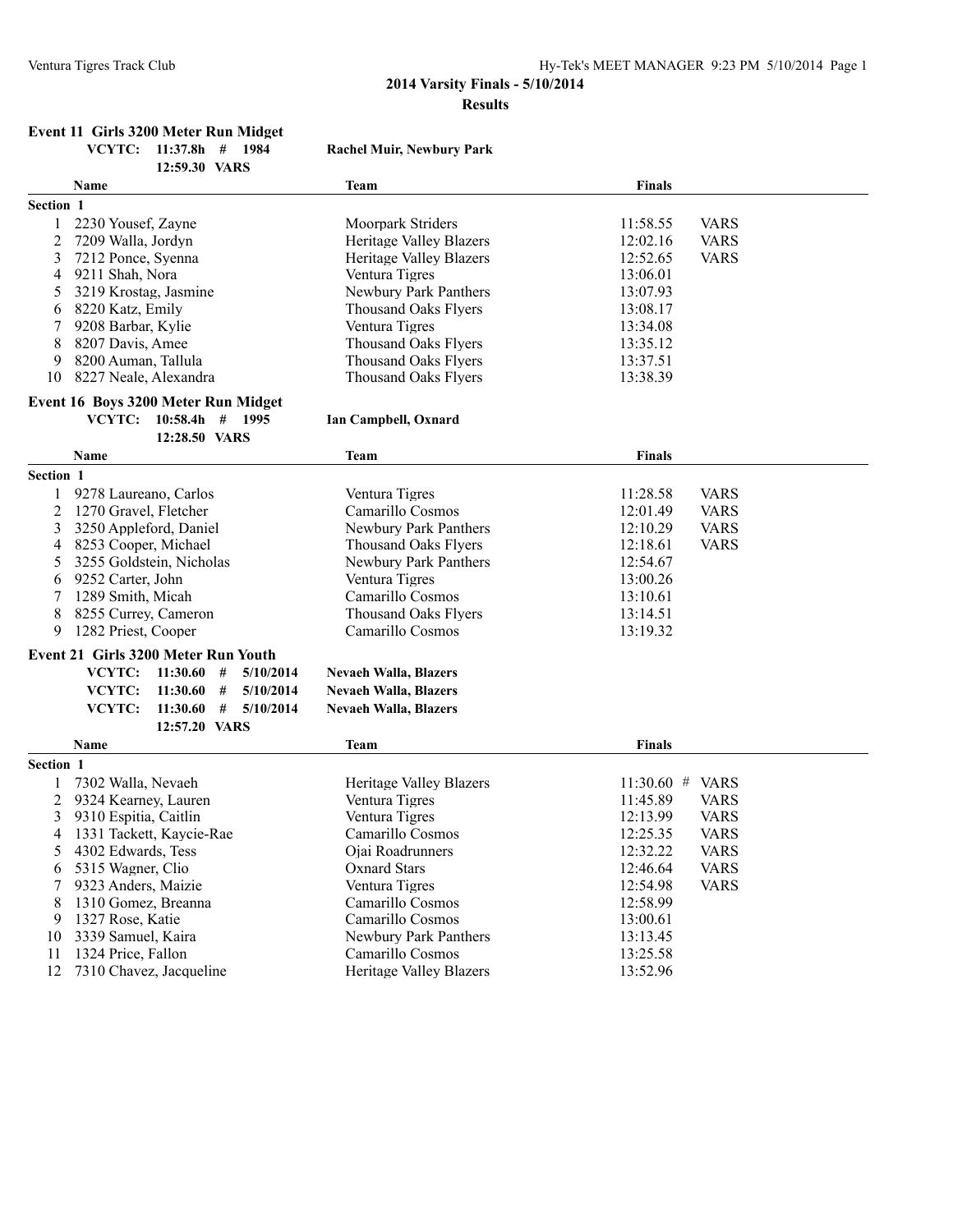# 2014 Varsity Finals - 5/10/2014

## Results

### Event 11 Girls 3200 Meter Run Midget

**VCYTC: 11:37.8h # 1984** — **Rachel Muir, Newbury Park**
**12:59.30 VARS**

| | Name | Team | Finals | |
|---|---|---|---|---|
| **Section 1** | | | | |
| 1 | 2230 Yousef, Zayne | Moorpark Striders | 11:58.55 | VARS |
| 2 | 7209 Walla, Jordyn | Heritage Valley Blazers | 12:02.16 | VARS |
| 3 | 7212 Ponce, Syenna | Heritage Valley Blazers | 12:52.65 | VARS |
| 4 | 9211 Shah, Nora | Ventura Tigres | 13:06.01 | |
| 5 | 3219 Krostag, Jasmine | Newbury Park Panthers | 13:07.93 | |
| 6 | 8220 Katz, Emily | Thousand Oaks Flyers | 13:08.17 | |
| 7 | 9208 Barbar, Kylie | Ventura Tigres | 13:34.08 | |
| 8 | 8207 Davis, Amee | Thousand Oaks Flyers | 13:35.12 | |
| 9 | 8200 Auman, Tallula | Thousand Oaks Flyers | 13:37.51 | |
| 10 | 8227 Neale, Alexandra | Thousand Oaks Flyers | 13:38.39 | |

### Event 16 Boys 3200 Meter Run Midget

**VCYTC: 10:58.4h # 1995** — **Ian Campbell, Oxnard**
**12:28.50 VARS**

| | Name | Team | Finals | |
|---|---|---|---|---|
| **Section 1** | | | | |
| 1 | 9278 Laureano, Carlos | Ventura Tigres | 11:28.58 | VARS |
| 2 | 1270 Gravel, Fletcher | Camarillo Cosmos | 12:01.49 | VARS |
| 3 | 3250 Appleford, Daniel | Newbury Park Panthers | 12:10.29 | VARS |
| 4 | 8253 Cooper, Michael | Thousand Oaks Flyers | 12:18.61 | VARS |
| 5 | 3255 Goldstein, Nicholas | Newbury Park Panthers | 12:54.67 | |
| 6 | 9252 Carter, John | Ventura Tigres | 13:00.26 | |
| 7 | 1289 Smith, Micah | Camarillo Cosmos | 13:10.61 | |
| 8 | 8255 Currey, Cameron | Thousand Oaks Flyers | 13:14.51 | |
| 9 | 1282 Priest, Cooper | Camarillo Cosmos | 13:19.32 | |

### Event 21 Girls 3200 Meter Run Youth

**VCYTC: 11:30.60 # 5/10/2014** — **Nevaeh Walla, Blazers**
**VCYTC: 11:30.60 # 5/10/2014** — **Nevaeh Walla, Blazers**
**VCYTC: 11:30.60 # 5/10/2014** — **Nevaeh Walla, Blazers**
**12:57.20 VARS**

| | Name | Team | Finals | |
|---|---|---|---|---|
| **Section 1** | | | | |
| 1 | 7302 Walla, Nevaeh | Heritage Valley Blazers | 11:30.60 # | VARS |
| 2 | 9324 Kearney, Lauren | Ventura Tigres | 11:45.89 | VARS |
| 3 | 9310 Espitia, Caitlin | Ventura Tigres | 12:13.99 | VARS |
| 4 | 1331 Tackett, Kaycie-Rae | Camarillo Cosmos | 12:25.35 | VARS |
| 5 | 4302 Edwards, Tess | Ojai Roadrunners | 12:32.22 | VARS |
| 6 | 5315 Wagner, Clio | Oxnard Stars | 12:46.64 | VARS |
| 7 | 9323 Anders, Maizie | Ventura Tigres | 12:54.98 | VARS |
| 8 | 1310 Gomez, Breanna | Camarillo Cosmos | 12:58.99 | |
| 9 | 1327 Rose, Katie | Camarillo Cosmos | 13:00.61 | |
| 10 | 3339 Samuel, Kaira | Newbury Park Panthers | 13:13.45 | |
| 11 | 1324 Price, Fallon | Camarillo Cosmos | 13:25.58 | |
| 12 | 7310 Chavez, Jacqueline | Heritage Valley Blazers | 13:52.96 | |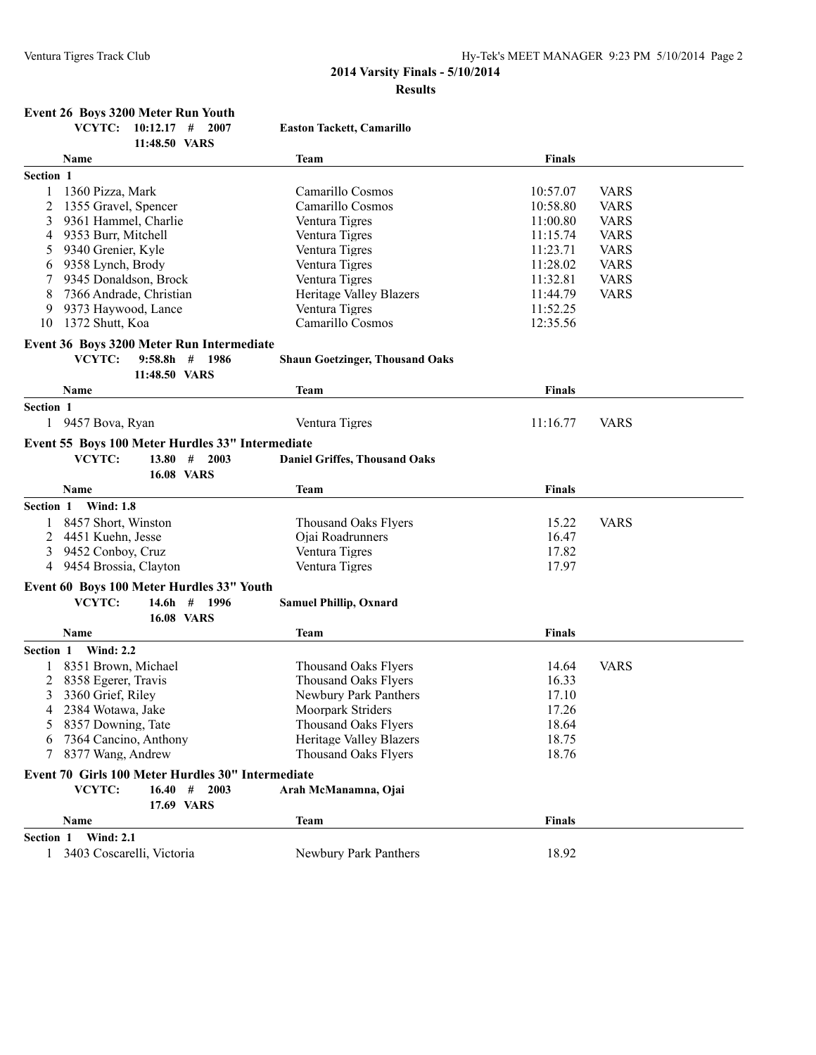**2014 Varsity Finals - 5/10/2014**

**Results**

### Event 26 Boys 3200 Meter Run Youth

**VCYTC: 10:12.17 # 2007** **Easton Tackett, Camarillo**
**11:48.50 VARS**

| | Name | Team | Finals | |
|---|---|---|---|---|
| **Section 1** | | | | |
| 1 | 1360 Pizza, Mark | Camarillo Cosmos | 10:57.07 | VARS |
| 2 | 1355 Gravel, Spencer | Camarillo Cosmos | 10:58.80 | VARS |
| 3 | 9361 Hammel, Charlie | Ventura Tigres | 11:00.80 | VARS |
| 4 | 9353 Burr, Mitchell | Ventura Tigres | 11:15.74 | VARS |
| 5 | 9340 Grenier, Kyle | Ventura Tigres | 11:23.71 | VARS |
| 6 | 9358 Lynch, Brody | Ventura Tigres | 11:28.02 | VARS |
| 7 | 9345 Donaldson, Brock | Ventura Tigres | 11:32.81 | VARS |
| 8 | 7366 Andrade, Christian | Heritage Valley Blazers | 11:44.79 | VARS |
| 9 | 9373 Haywood, Lance | Ventura Tigres | 11:52.25 | |
| 10 | 1372 Shutt, Koa | Camarillo Cosmos | 12:35.56 | |

### Event 36 Boys 3200 Meter Run Intermediate

**VCYTC: 9:58.8h # 1986** **Shaun Goetzinger, Thousand Oaks**
**11:48.50 VARS**

| | Name | Team | Finals | |
|---|---|---|---|---|
| **Section 1** | | | | |
| 1 | 9457 Bova, Ryan | Ventura Tigres | 11:16.77 | VARS |

### Event 55 Boys 100 Meter Hurdles 33" Intermediate

**VCYTC: 13.80 # 2003** **Daniel Griffes, Thousand Oaks**
**16.08 VARS**

| | Name | Team | Finals | |
|---|---|---|---|---|
| **Section 1 Wind: 1.8** | | | | |
| 1 | 8457 Short, Winston | Thousand Oaks Flyers | 15.22 | VARS |
| 2 | 4451 Kuehn, Jesse | Ojai Roadrunners | 16.47 | |
| 3 | 9452 Conboy, Cruz | Ventura Tigres | 17.82 | |
| 4 | 9454 Brossia, Clayton | Ventura Tigres | 17.97 | |

### Event 60 Boys 100 Meter Hurdles 33" Youth

**VCYTC: 14.6h # 1996** **Samuel Phillip, Oxnard**
**16.08 VARS**

| | Name | Team | Finals | |
|---|---|---|---|---|
| **Section 1 Wind: 2.2** | | | | |
| 1 | 8351 Brown, Michael | Thousand Oaks Flyers | 14.64 | VARS |
| 2 | 8358 Egerer, Travis | Thousand Oaks Flyers | 16.33 | |
| 3 | 3360 Grief, Riley | Newbury Park Panthers | 17.10 | |
| 4 | 2384 Wotawa, Jake | Moorpark Striders | 17.26 | |
| 5 | 8357 Downing, Tate | Thousand Oaks Flyers | 18.64 | |
| 6 | 7364 Cancino, Anthony | Heritage Valley Blazers | 18.75 | |
| 7 | 8377 Wang, Andrew | Thousand Oaks Flyers | 18.76 | |

### Event 70 Girls 100 Meter Hurdles 30" Intermediate

**VCYTC: 16.40 # 2003** **Arah McManamna, Ojai**
**17.69 VARS**

| | Name | Team | Finals |
|---|---|---|---|
| **Section 1 Wind: 2.1** | | | |
| 1 | 3403 Coscarelli, Victoria | Newbury Park Panthers | 18.92 |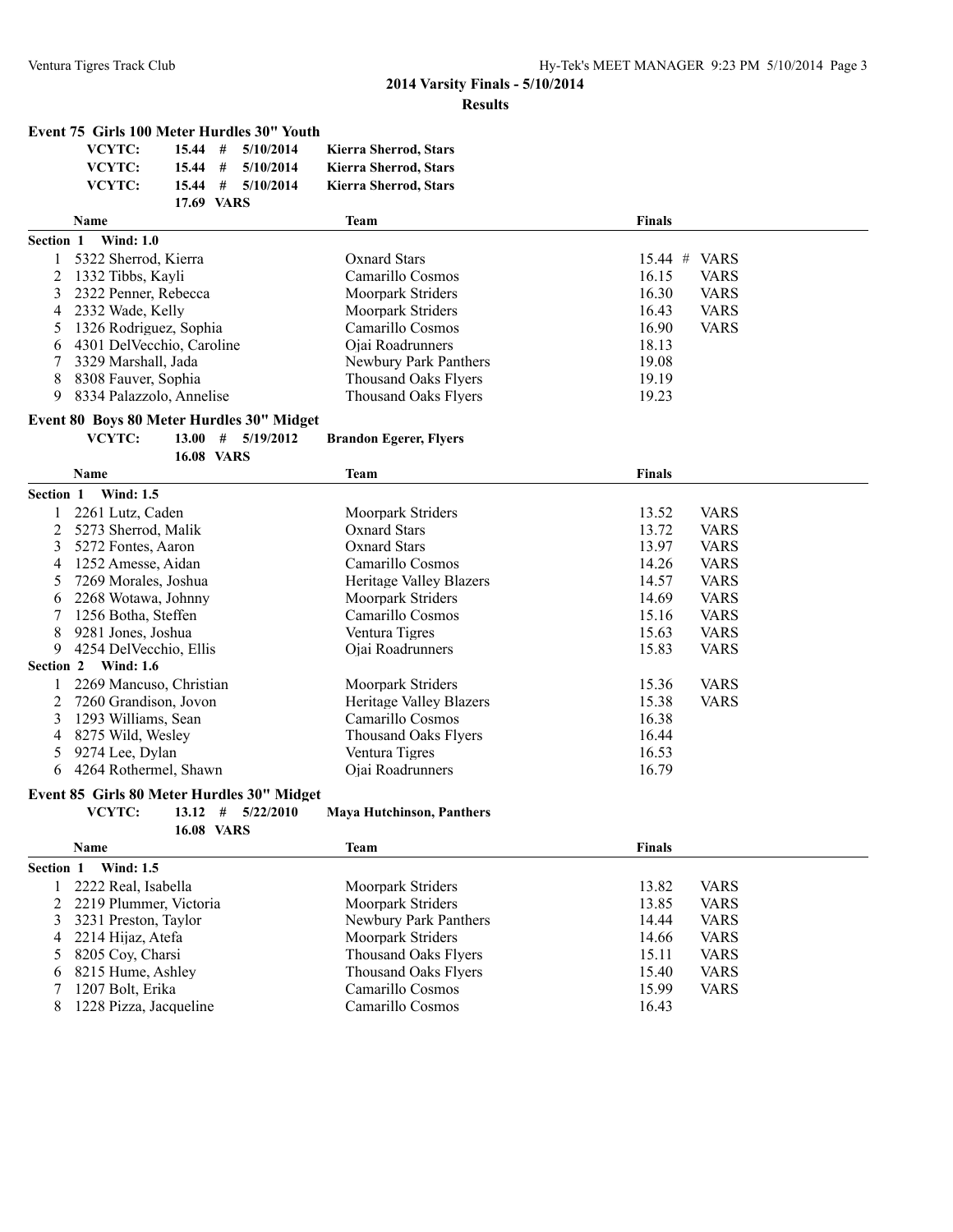## 2014 Varsity Finals - 5/10/2014

### Results

**Event 75 Girls 100 Meter Hurdles 30" Youth**

| | | | |
|---|---|---|---|
| VCYTC: | 15.44 # | 5/10/2014 | Kierra Sherrod, Stars |
| VCYTC: | 15.44 # | 5/10/2014 | Kierra Sherrod, Stars |
| VCYTC: | 15.44 # | 5/10/2014 | Kierra Sherrod, Stars |
| | 17.69 VARS | | |

| | Name | Team | Finals | |
|---|---|---|---|---|
| **Section 1 Wind: 1.0** | | | | |
| 1 | 5322 Sherrod, Kierra | Oxnard Stars | 15.44 # | VARS |
| 2 | 1332 Tibbs, Kayli | Camarillo Cosmos | 16.15 | VARS |
| 3 | 2322 Penner, Rebecca | Moorpark Striders | 16.30 | VARS |
| 4 | 2332 Wade, Kelly | Moorpark Striders | 16.43 | VARS |
| 5 | 1326 Rodriguez, Sophia | Camarillo Cosmos | 16.90 | VARS |
| 6 | 4301 DelVecchio, Caroline | Ojai Roadrunners | 18.13 | |
| 7 | 3329 Marshall, Jada | Newbury Park Panthers | 19.08 | |
| 8 | 8308 Fauver, Sophia | Thousand Oaks Flyers | 19.19 | |
| 9 | 8334 Palazzolo, Annelise | Thousand Oaks Flyers | 19.23 | |

**Event 80 Boys 80 Meter Hurdles 30" Midget**

| | | | |
|---|---|---|---|
| VCYTC: | 13.00 # | 5/19/2012 | Brandon Egerer, Flyers |
| | 16.08 VARS | | |

| | Name | Team | Finals | |
|---|---|---|---|---|
| **Section 1 Wind: 1.5** | | | | |
| 1 | 2261 Lutz, Caden | Moorpark Striders | 13.52 | VARS |
| 2 | 5273 Sherrod, Malik | Oxnard Stars | 13.72 | VARS |
| 3 | 5272 Fontes, Aaron | Oxnard Stars | 13.97 | VARS |
| 4 | 1252 Amesse, Aidan | Camarillo Cosmos | 14.26 | VARS |
| 5 | 7269 Morales, Joshua | Heritage Valley Blazers | 14.57 | VARS |
| 6 | 2268 Wotawa, Johnny | Moorpark Striders | 14.69 | VARS |
| 7 | 1256 Botha, Steffen | Camarillo Cosmos | 15.16 | VARS |
| 8 | 9281 Jones, Joshua | Ventura Tigres | 15.63 | VARS |
| 9 | 4254 DelVecchio, Ellis | Ojai Roadrunners | 15.83 | VARS |
| **Section 2 Wind: 1.6** | | | | |
| 1 | 2269 Mancuso, Christian | Moorpark Striders | 15.36 | VARS |
| 2 | 7260 Grandison, Jovon | Heritage Valley Blazers | 15.38 | VARS |
| 3 | 1293 Williams, Sean | Camarillo Cosmos | 16.38 | |
| 4 | 8275 Wild, Wesley | Thousand Oaks Flyers | 16.44 | |
| 5 | 9274 Lee, Dylan | Ventura Tigres | 16.53 | |
| 6 | 4264 Rothermel, Shawn | Ojai Roadrunners | 16.79 | |

**Event 85 Girls 80 Meter Hurdles 30" Midget**

| | | | |
|---|---|---|---|
| VCYTC: | 13.12 # | 5/22/2010 | Maya Hutchinson, Panthers |
| | 16.08 VARS | | |

| | Name | Team | Finals | |
|---|---|---|---|---|
| **Section 1 Wind: 1.5** | | | | |
| 1 | 2222 Real, Isabella | Moorpark Striders | 13.82 | VARS |
| 2 | 2219 Plummer, Victoria | Moorpark Striders | 13.85 | VARS |
| 3 | 3231 Preston, Taylor | Newbury Park Panthers | 14.44 | VARS |
| 4 | 2214 Hijaz, Atefa | Moorpark Striders | 14.66 | VARS |
| 5 | 8205 Coy, Charsi | Thousand Oaks Flyers | 15.11 | VARS |
| 6 | 8215 Hume, Ashley | Thousand Oaks Flyers | 15.40 | VARS |
| 7 | 1207 Bolt, Erika | Camarillo Cosmos | 15.99 | VARS |
| 8 | 1228 Pizza, Jacqueline | Camarillo Cosmos | 16.43 | |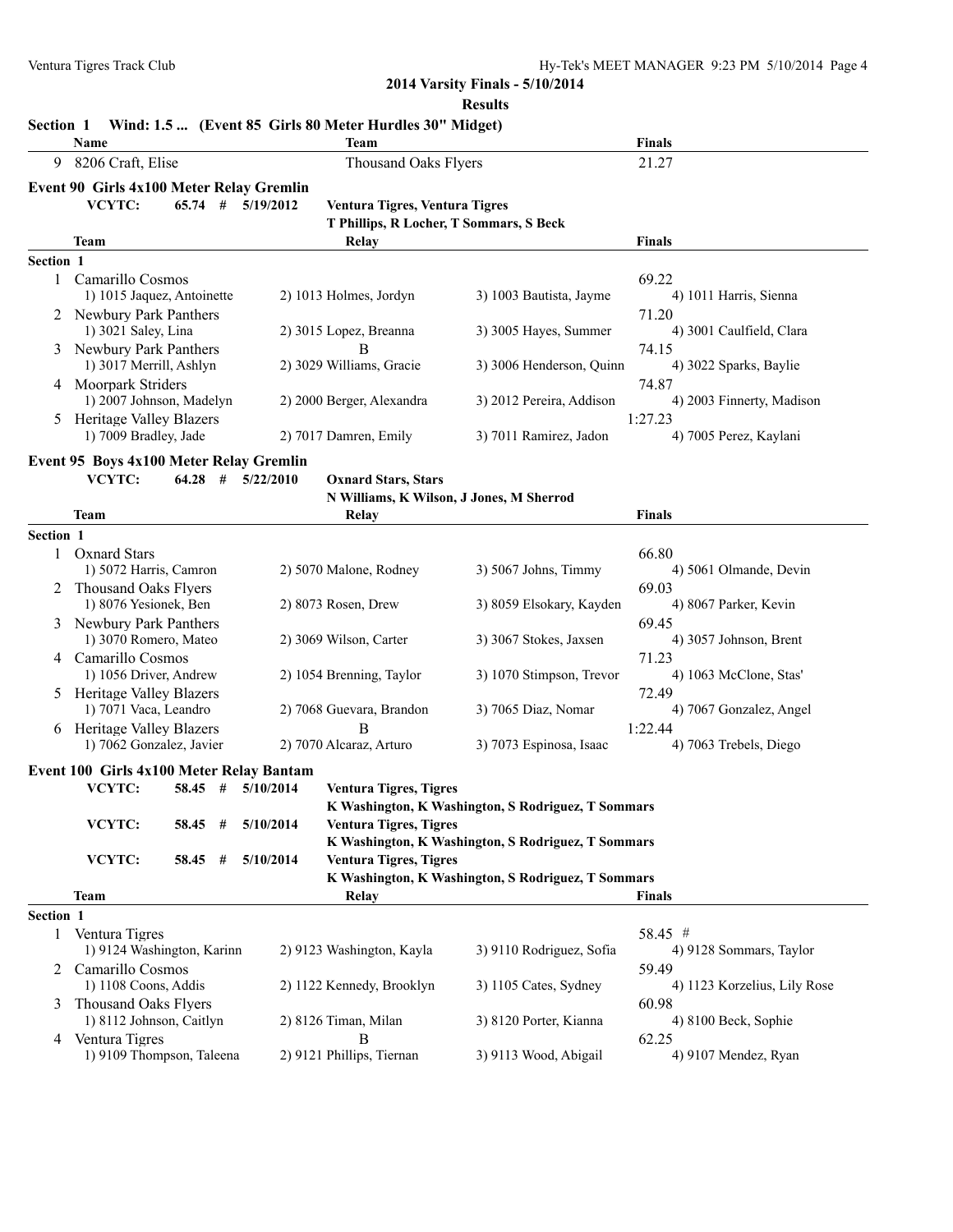**2014 Varsity Finals - 5/10/2014**

**Results**

**Section 1 Wind: 1.5 ... (Event 85 Girls 80 Meter Hurdles 30" Midget)**

| | Name | Team | Finals |
|---|---|---|---|
| 9 | 8206 Craft, Elise | Thousand Oaks Flyers | 21.27 |

## Event 90 Girls 4x100 Meter Relay Gremlin

**VCYTC: 65.74 # 5/19/2012 Ventura Tigres, Ventura Tigres**
**T Phillips, R Locher, T Sommars, S Beck**

| | Team | Relay | | | Finals |
|---|---|---|---|---|---|
| **Section 1** | | | | | |
| 1 | Camarillo Cosmos | | | | 69.22 |
| | 1) 1015 Jaquez, Antoinette | 2) 1013 Holmes, Jordyn | 3) 1003 Bautista, Jayme | 4) 1011 Harris, Sienna | |
| 2 | Newbury Park Panthers | | | | 71.20 |
| | 1) 3021 Saley, Lina | 2) 3015 Lopez, Breanna | 3) 3005 Hayes, Summer | 4) 3001 Caulfield, Clara | |
| 3 | Newbury Park Panthers | B | | | 74.15 |
| | 1) 3017 Merrill, Ashlyn | 2) 3029 Williams, Gracie | 3) 3006 Henderson, Quinn | 4) 3022 Sparks, Baylie | |
| 4 | Moorpark Striders | | | | 74.87 |
| | 1) 2007 Johnson, Madelyn | 2) 2000 Berger, Alexandra | 3) 2012 Pereira, Addison | 4) 2003 Finnerty, Madison | |
| 5 | Heritage Valley Blazers | | | | 1:27.23 |
| | 1) 7009 Bradley, Jade | 2) 7017 Damren, Emily | 3) 7011 Ramirez, Jadon | 4) 7005 Perez, Kaylani | |

## Event 95 Boys 4x100 Meter Relay Gremlin

**VCYTC: 64.28 # 5/22/2010 Oxnard Stars, Stars**
**N Williams, K Wilson, J Jones, M Sherrod**

| | Team | Relay | | | Finals |
|---|---|---|---|---|---|
| **Section 1** | | | | | |
| 1 | Oxnard Stars | | | | 66.80 |
| | 1) 5072 Harris, Camron | 2) 5070 Malone, Rodney | 3) 5067 Johns, Timmy | 4) 5061 Olmande, Devin | |
| 2 | Thousand Oaks Flyers | | | | 69.03 |
| | 1) 8076 Yesionek, Ben | 2) 8073 Rosen, Drew | 3) 8059 Elsokary, Kayden | 4) 8067 Parker, Kevin | |
| 3 | Newbury Park Panthers | | | | 69.45 |
| | 1) 3070 Romero, Mateo | 2) 3069 Wilson, Carter | 3) 3067 Stokes, Jaxsen | 4) 3057 Johnson, Brent | |
| 4 | Camarillo Cosmos | | | | 71.23 |
| | 1) 1056 Driver, Andrew | 2) 1054 Brenning, Taylor | 3) 1070 Stimpson, Trevor | 4) 1063 McClone, Stas' | |
| 5 | Heritage Valley Blazers | | | | 72.49 |
| | 1) 7071 Vaca, Leandro | 2) 7068 Guevara, Brandon | 3) 7065 Diaz, Nomar | 4) 7067 Gonzalez, Angel | |
| 6 | Heritage Valley Blazers | B | | | 1:22.44 |
| | 1) 7062 Gonzalez, Javier | 2) 7070 Alcaraz, Arturo | 3) 7073 Espinosa, Isaac | 4) 7063 Trebels, Diego | |

## Event 100 Girls 4x100 Meter Relay Bantam

**VCYTC: 58.45 # 5/10/2014 Ventura Tigres, Tigres**
**K Washington, K Washington, S Rodriguez, T Sommars**

**VCYTC: 58.45 # 5/10/2014 Ventura Tigres, Tigres**
**K Washington, K Washington, S Rodriguez, T Sommars**

**VCYTC: 58.45 # 5/10/2014 Ventura Tigres, Tigres**
**K Washington, K Washington, S Rodriguez, T Sommars**

| | Team | Relay | | | Finals |
|---|---|---|---|---|---|
| **Section 1** | | | | | |
| 1 | Ventura Tigres | | | | 58.45 # |
| | 1) 9124 Washington, Karinn | 2) 9123 Washington, Kayla | 3) 9110 Rodriguez, Sofia | 4) 9128 Sommars, Taylor | |
| 2 | Camarillo Cosmos | | | | 59.49 |
| | 1) 1108 Coons, Addis | 2) 1122 Kennedy, Brooklyn | 3) 1105 Cates, Sydney | 4) 1123 Korzelius, Lily Rose | |
| 3 | Thousand Oaks Flyers | | | | 60.98 |
| | 1) 8112 Johnson, Caitlyn | 2) 8126 Timan, Milan | 3) 8120 Porter, Kianna | 4) 8100 Beck, Sophie | |
| 4 | Ventura Tigres | B | | | 62.25 |
| | 1) 9109 Thompson, Taleena | 2) 9121 Phillips, Tiernan | 3) 9113 Wood, Abigail | 4) 9107 Mendez, Ryan | |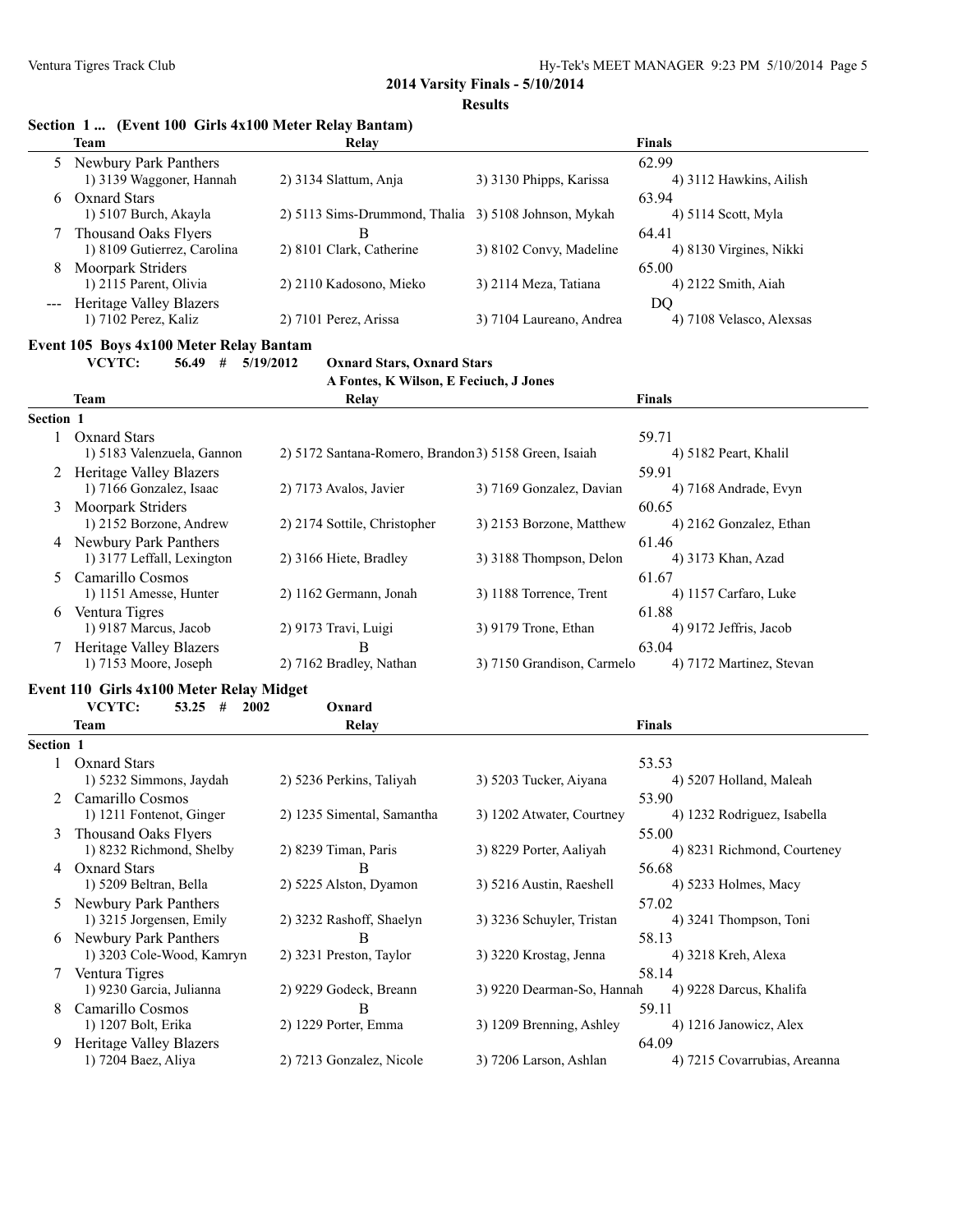## 2014 Varsity Finals - 5/10/2014

### Results

#### Section 1 ... (Event 100 Girls 4x100 Meter Relay Bantam)

| | Team | Relay | | Finals |
|---|---|---|---|---|
| 5 | Newbury Park Panthers | | | 62.99 |
| | 1) 3139 Waggoner, Hannah | 2) 3134 Slattum, Anja | 3) 3130 Phipps, Karissa | 4) 3112 Hawkins, Ailish |
| 6 | Oxnard Stars | | | 63.94 |
| | 1) 5107 Burch, Akayla | 2) 5113 Sims-Drummond, Thalia | 3) 5108 Johnson, Mykah | 4) 5114 Scott, Myla |
| 7 | Thousand Oaks Flyers | B | | 64.41 |
| | 1) 8109 Gutierrez, Carolina | 2) 8101 Clark, Catherine | 3) 8102 Convy, Madeline | 4) 8130 Virgines, Nikki |
| 8 | Moorpark Striders | | | 65.00 |
| | 1) 2115 Parent, Olivia | 2) 2110 Kadosono, Mieko | 3) 2114 Meza, Tatiana | 4) 2122 Smith, Aiah |
| --- | Heritage Valley Blazers | | | DQ |
| | 1) 7102 Perez, Kaliz | 2) 7101 Perez, Arissa | 3) 7104 Laureano, Andrea | 4) 7108 Velasco, Alexsas |

#### Event 105 Boys 4x100 Meter Relay Bantam

VCYTC: 56.49 # 5/19/2012 Oxnard Stars, Oxnard Stars
A Fontes, K Wilson, E Feciuch, J Jones

| | Team | Relay | | Finals |
|---|---|---|---|---|
| **Section 1** | | | | |
| 1 | Oxnard Stars | | | 59.71 |
| | 1) 5183 Valenzuela, Gannon | 2) 5172 Santana-Romero, Brandon | 3) 5158 Green, Isaiah | 4) 5182 Peart, Khalil |
| 2 | Heritage Valley Blazers | | | 59.91 |
| | 1) 7166 Gonzalez, Isaac | 2) 7173 Avalos, Javier | 3) 7169 Gonzalez, Davian | 4) 7168 Andrade, Evyn |
| 3 | Moorpark Striders | | | 60.65 |
| | 1) 2152 Borzone, Andrew | 2) 2174 Sottile, Christopher | 3) 2153 Borzone, Matthew | 4) 2162 Gonzalez, Ethan |
| 4 | Newbury Park Panthers | | | 61.46 |
| | 1) 3177 Leffall, Lexington | 2) 3166 Hiete, Bradley | 3) 3188 Thompson, Delon | 4) 3173 Khan, Azad |
| 5 | Camarillo Cosmos | | | 61.67 |
| | 1) 1151 Amesse, Hunter | 2) 1162 Germann, Jonah | 3) 1188 Torrence, Trent | 4) 1157 Carfaro, Luke |
| 6 | Ventura Tigres | | | 61.88 |
| | 1) 9187 Marcus, Jacob | 2) 9173 Travi, Luigi | 3) 9179 Trone, Ethan | 4) 9172 Jeffris, Jacob |
| 7 | Heritage Valley Blazers | B | | 63.04 |
| | 1) 7153 Moore, Joseph | 2) 7162 Bradley, Nathan | 3) 7150 Grandison, Carmelo | 4) 7172 Martinez, Stevan |

#### Event 110 Girls 4x100 Meter Relay Midget

VCYTC: 53.25 # 2002 Oxnard

| | Team | Relay | | Finals |
|---|---|---|---|---|
| **Section 1** | | | | |
| 1 | Oxnard Stars | | | 53.53 |
| | 1) 5232 Simmons, Jaydah | 2) 5236 Perkins, Taliyah | 3) 5203 Tucker, Aiyana | 4) 5207 Holland, Maleah |
| 2 | Camarillo Cosmos | | | 53.90 |
| | 1) 1211 Fontenot, Ginger | 2) 1235 Simental, Samantha | 3) 1202 Atwater, Courtney | 4) 1232 Rodriguez, Isabella |
| 3 | Thousand Oaks Flyers | | | 55.00 |
| | 1) 8232 Richmond, Shelby | 2) 8239 Timan, Paris | 3) 8229 Porter, Aaliyah | 4) 8231 Richmond, Courteney |
| 4 | Oxnard Stars | B | | 56.68 |
| | 1) 5209 Beltran, Bella | 2) 5225 Alston, Dyamon | 3) 5216 Austin, Raeshell | 4) 5233 Holmes, Macy |
| 5 | Newbury Park Panthers | | | 57.02 |
| | 1) 3215 Jorgensen, Emily | 2) 3232 Rashoff, Shaelyn | 3) 3236 Schuyler, Tristan | 4) 3241 Thompson, Toni |
| 6 | Newbury Park Panthers | B | | 58.13 |
| | 1) 3203 Cole-Wood, Kamryn | 2) 3231 Preston, Taylor | 3) 3220 Krostag, Jenna | 4) 3218 Kreh, Alexa |
| 7 | Ventura Tigres | | | 58.14 |
| | 1) 9230 Garcia, Julianna | 2) 9229 Godeck, Breann | 3) 9220 Dearman-So, Hannah | 4) 9228 Darcus, Khalifa |
| 8 | Camarillo Cosmos | B | | 59.11 |
| | 1) 1207 Bolt, Erika | 2) 1229 Porter, Emma | 3) 1209 Brenning, Ashley | 4) 1216 Janowicz, Alex |
| 9 | Heritage Valley Blazers | | | 64.09 |
| | 1) 7204 Baez, Aliya | 2) 7213 Gonzalez, Nicole | 3) 7206 Larson, Ashlan | 4) 7215 Covarrubias, Areanna |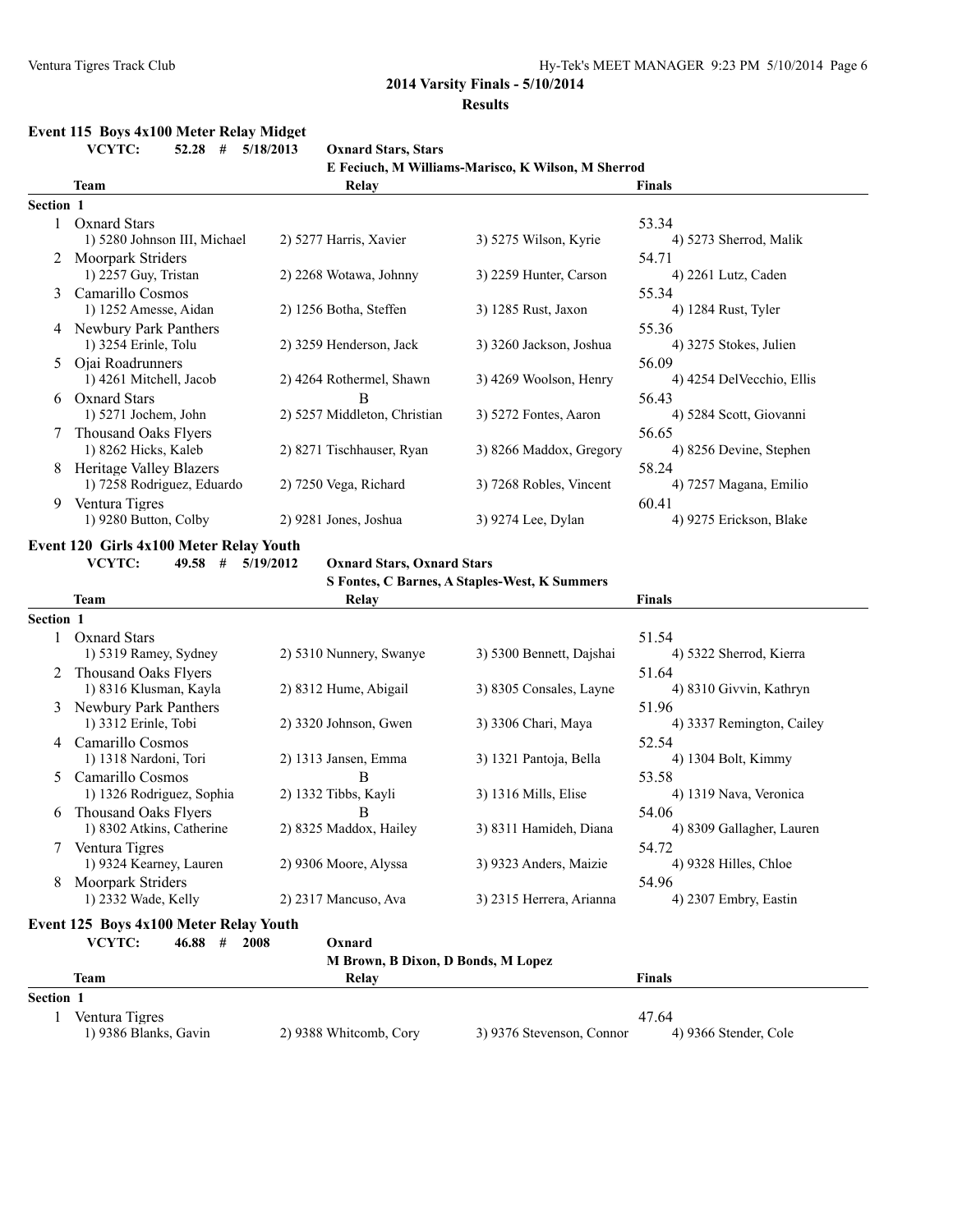**2014 Varsity Finals - 5/10/2014**

**Results**

### Event 115 Boys 4x100 Meter Relay Midget

**VCYTC: 52.28 # 5/18/2013 Oxnard Stars, Stars**
**E Feciuch, M Williams-Marisco, K Wilson, M Sherrod**

| | Team | Relay | | Finals |
|---|---|---|---|---|
| **Section 1** | | | | |
| 1 | Oxnard Stars | | | 53.34 |
| | 1) 5280 Johnson III, Michael | 2) 5277 Harris, Xavier | 3) 5275 Wilson, Kyrie | 4) 5273 Sherrod, Malik |
| 2 | Moorpark Striders | | | 54.71 |
| | 1) 2257 Guy, Tristan | 2) 2268 Wotawa, Johnny | 3) 2259 Hunter, Carson | 4) 2261 Lutz, Caden |
| 3 | Camarillo Cosmos | | | 55.34 |
| | 1) 1252 Amesse, Aidan | 2) 1256 Botha, Steffen | 3) 1285 Rust, Jaxon | 4) 1284 Rust, Tyler |
| 4 | Newbury Park Panthers | | | 55.36 |
| | 1) 3254 Erinle, Tolu | 2) 3259 Henderson, Jack | 3) 3260 Jackson, Joshua | 4) 3275 Stokes, Julien |
| 5 | Ojai Roadrunners | | | 56.09 |
| | 1) 4261 Mitchell, Jacob | 2) 4264 Rothermel, Shawn | 3) 4269 Woolson, Henry | 4) 4254 DelVecchio, Ellis |
| 6 | Oxnard Stars | B | | 56.43 |
| | 1) 5271 Jochem, John | 2) 5257 Middleton, Christian | 3) 5272 Fontes, Aaron | 4) 5284 Scott, Giovanni |
| 7 | Thousand Oaks Flyers | | | 56.65 |
| | 1) 8262 Hicks, Kaleb | 2) 8271 Tischhauser, Ryan | 3) 8266 Maddox, Gregory | 4) 8256 Devine, Stephen |
| 8 | Heritage Valley Blazers | | | 58.24 |
| | 1) 7258 Rodriguez, Eduardo | 2) 7250 Vega, Richard | 3) 7268 Robles, Vincent | 4) 7257 Magana, Emilio |
| 9 | Ventura Tigres | | | 60.41 |
| | 1) 9280 Button, Colby | 2) 9281 Jones, Joshua | 3) 9274 Lee, Dylan | 4) 9275 Erickson, Blake |

### Event 120 Girls 4x100 Meter Relay Youth

**VCYTC: 49.58 # 5/19/2012 Oxnard Stars, Oxnard Stars**
**S Fontes, C Barnes, A Staples-West, K Summers**

| | Team | Relay | | Finals |
|---|---|---|---|---|
| **Section 1** | | | | |
| 1 | Oxnard Stars | | | 51.54 |
| | 1) 5319 Ramey, Sydney | 2) 5310 Nunnery, Swanye | 3) 5300 Bennett, Dajshai | 4) 5322 Sherrod, Kierra |
| 2 | Thousand Oaks Flyers | | | 51.64 |
| | 1) 8316 Klusman, Kayla | 2) 8312 Hume, Abigail | 3) 8305 Consales, Layne | 4) 8310 Givvin, Kathryn |
| 3 | Newbury Park Panthers | | | 51.96 |
| | 1) 3312 Erinle, Tobi | 2) 3320 Johnson, Gwen | 3) 3306 Chari, Maya | 4) 3337 Remington, Cailey |
| 4 | Camarillo Cosmos | | | 52.54 |
| | 1) 1318 Nardoni, Tori | 2) 1313 Jansen, Emma | 3) 1321 Pantoja, Bella | 4) 1304 Bolt, Kimmy |
| 5 | Camarillo Cosmos | B | | 53.58 |
| | 1) 1326 Rodriguez, Sophia | 2) 1332 Tibbs, Kayli | 3) 1316 Mills, Elise | 4) 1319 Nava, Veronica |
| 6 | Thousand Oaks Flyers | B | | 54.06 |
| | 1) 8302 Atkins, Catherine | 2) 8325 Maddox, Hailey | 3) 8311 Hamideh, Diana | 4) 8309 Gallagher, Lauren |
| 7 | Ventura Tigres | | | 54.72 |
| | 1) 9324 Kearney, Lauren | 2) 9306 Moore, Alyssa | 3) 9323 Anders, Maizie | 4) 9328 Hilles, Chloe |
| 8 | Moorpark Striders | | | 54.96 |
| | 1) 2332 Wade, Kelly | 2) 2317 Mancuso, Ava | 3) 2315 Herrera, Arianna | 4) 2307 Embry, Eastin |

### Event 125 Boys 4x100 Meter Relay Youth

**VCYTC: 46.88 # 2008 Oxnard**
**M Brown, B Dixon, D Bonds, M Lopez**

| | Team | Relay | | Finals |
|---|---|---|---|---|
| **Section 1** | | | | |
| 1 | Ventura Tigres | | | 47.64 |
| | 1) 9386 Blanks, Gavin | 2) 9388 Whitcomb, Cory | 3) 9376 Stevenson, Connor | 4) 9366 Stender, Cole |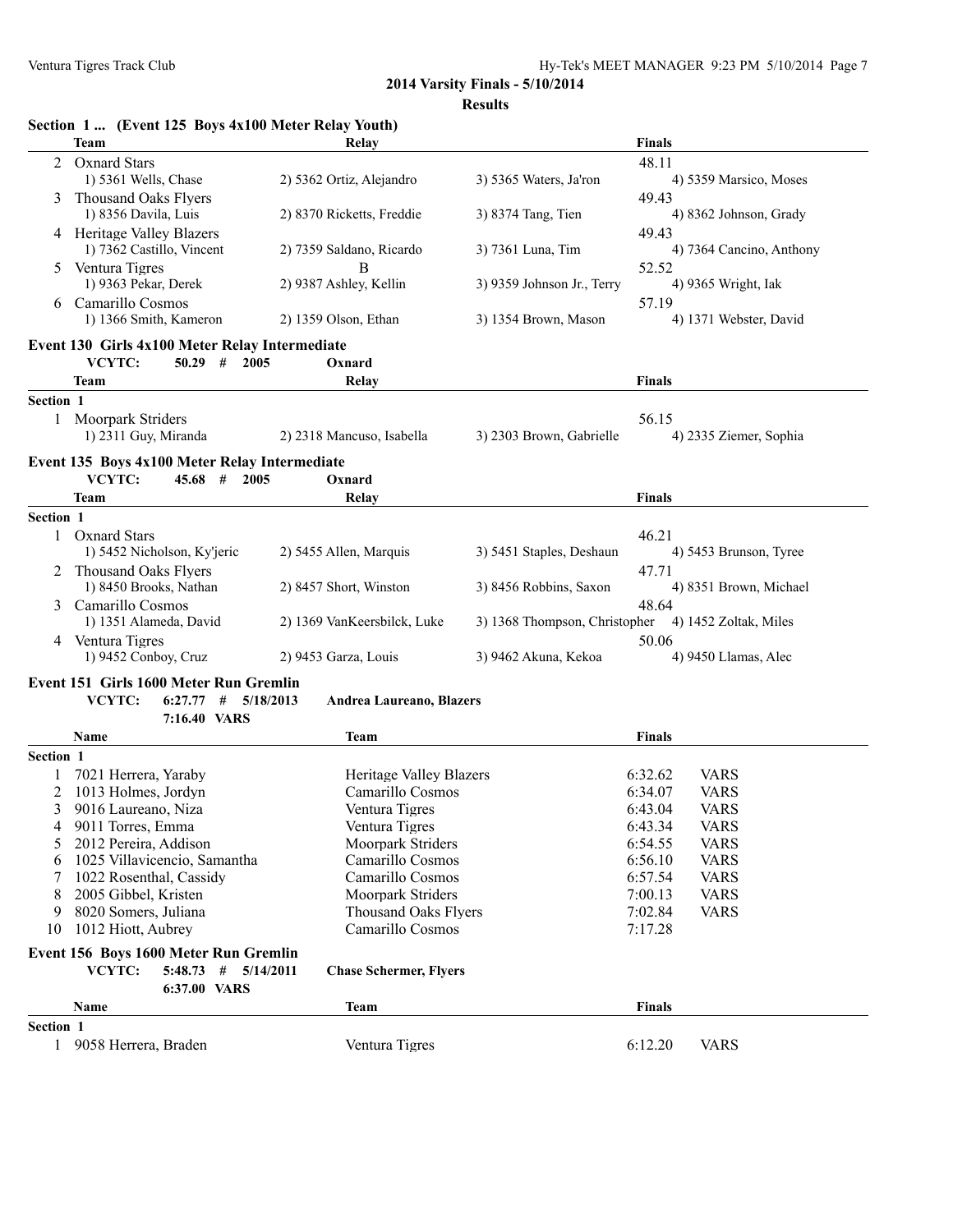**2014 Varsity Finals - 5/10/2014**

**Results**

### Section 1 ... (Event 125 Boys 4x100 Meter Relay Youth)

| | Team | Relay | | Finals |
|---|---|---|---|---|
| 2 | Oxnard Stars | | | 48.11 |
| | 1) 5361 Wells, Chase | 2) 5362 Ortiz, Alejandro | 3) 5365 Waters, Ja'ron | 4) 5359 Marsico, Moses |
| 3 | Thousand Oaks Flyers | | | 49.43 |
| | 1) 8356 Davila, Luis | 2) 8370 Ricketts, Freddie | 3) 8374 Tang, Tien | 4) 8362 Johnson, Grady |
| 4 | Heritage Valley Blazers | | | 49.43 |
| | 1) 7362 Castillo, Vincent | 2) 7359 Saldano, Ricardo | 3) 7361 Luna, Tim | 4) 7364 Cancino, Anthony |
| 5 | Ventura Tigres | B | | 52.52 |
| | 1) 9363 Pekar, Derek | 2) 9387 Ashley, Kellin | 3) 9359 Johnson Jr., Terry | 4) 9365 Wright, Iak |
| 6 | Camarillo Cosmos | | | 57.19 |
| | 1) 1366 Smith, Kameron | 2) 1359 Olson, Ethan | 3) 1354 Brown, Mason | 4) 1371 Webster, David |

### Event 130 Girls 4x100 Meter Relay Intermediate

**VCYTC: 50.29 # 2005 Oxnard**

| | Team | Relay | | Finals |
|---|---|---|---|---|
| **Section 1** | | | | |
| 1 | Moorpark Striders | | | 56.15 |
| | 1) 2311 Guy, Miranda | 2) 2318 Mancuso, Isabella | 3) 2303 Brown, Gabrielle | 4) 2335 Ziemer, Sophia |

### Event 135 Boys 4x100 Meter Relay Intermediate

**VCYTC: 45.68 # 2005 Oxnard**

| | Team | Relay | | Finals |
|---|---|---|---|---|
| **Section 1** | | | | |
| 1 | Oxnard Stars | | | 46.21 |
| | 1) 5452 Nicholson, Ky'jeric | 2) 5455 Allen, Marquis | 3) 5451 Staples, Deshaun | 4) 5453 Brunson, Tyree |
| 2 | Thousand Oaks Flyers | | | 47.71 |
| | 1) 8450 Brooks, Nathan | 2) 8457 Short, Winston | 3) 8456 Robbins, Saxon | 4) 8351 Brown, Michael |
| 3 | Camarillo Cosmos | | | 48.64 |
| | 1) 1351 Alameda, David | 2) 1369 VanKeersbilck, Luke | 3) 1368 Thompson, Christopher | 4) 1452 Zoltak, Miles |
| 4 | Ventura Tigres | | | 50.06 |
| | 1) 9452 Conboy, Cruz | 2) 9453 Garza, Louis | 3) 9462 Akuna, Kekoa | 4) 9450 Llamas, Alec |

### Event 151 Girls 1600 Meter Run Gremlin

**VCYTC: 6:27.77 # 5/18/2013 Andrea Laureano, Blazers**
**7:16.40 VARS**

| | Name | Team | Finals | |
|---|---|---|---|---|
| **Section 1** | | | | |
| 1 | 7021 Herrera, Yaraby | Heritage Valley Blazers | 6:32.62 | VARS |
| 2 | 1013 Holmes, Jordyn | Camarillo Cosmos | 6:34.07 | VARS |
| 3 | 9016 Laureano, Niza | Ventura Tigres | 6:43.04 | VARS |
| 4 | 9011 Torres, Emma | Ventura Tigres | 6:43.34 | VARS |
| 5 | 2012 Pereira, Addison | Moorpark Striders | 6:54.55 | VARS |
| 6 | 1025 Villavicencio, Samantha | Camarillo Cosmos | 6:56.10 | VARS |
| 7 | 1022 Rosenthal, Cassidy | Camarillo Cosmos | 6:57.54 | VARS |
| 8 | 2005 Gibbel, Kristen | Moorpark Striders | 7:00.13 | VARS |
| 9 | 8020 Somers, Juliana | Thousand Oaks Flyers | 7:02.84 | VARS |
| 10 | 1012 Hiott, Aubrey | Camarillo Cosmos | 7:17.28 | |

### Event 156 Boys 1600 Meter Run Gremlin

**VCYTC: 5:48.73 # 5/14/2011 Chase Schermer, Flyers**
**6:37.00 VARS**

| | Name | Team | Finals | |
|---|---|---|---|---|
| **Section 1** | | | | |
| 1 | 9058 Herrera, Braden | Ventura Tigres | 6:12.20 | VARS |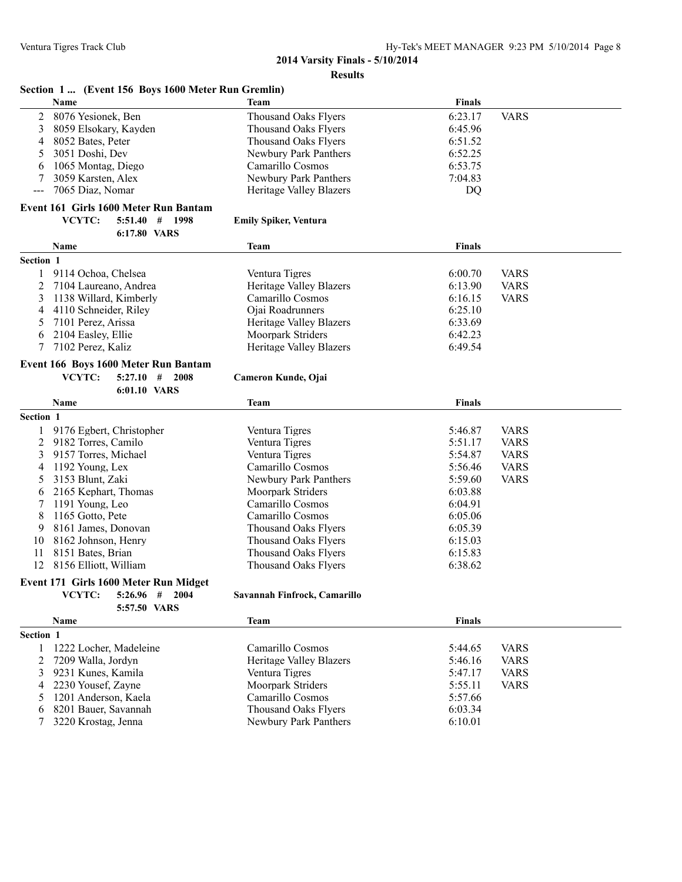**2014 Varsity Finals - 5/10/2014**

**Results**

### Section 1 ... (Event 156 Boys 1600 Meter Run Gremlin)

| | Name | Team | Finals | |
|---|---|---|---|---|
| 2 | 8076 Yesionek, Ben | Thousand Oaks Flyers | 6:23.17 | VARS |
| 3 | 8059 Elsokary, Kayden | Thousand Oaks Flyers | 6:45.96 | |
| 4 | 8052 Bates, Peter | Thousand Oaks Flyers | 6:51.52 | |
| 5 | 3051 Doshi, Dev | Newbury Park Panthers | 6:52.25 | |
| 6 | 1065 Montag, Diego | Camarillo Cosmos | 6:53.75 | |
| 7 | 3059 Karsten, Alex | Newbury Park Panthers | 7:04.83 | |
| --- | 7065 Diaz, Nomar | Heritage Valley Blazers | DQ | |

### Event 161 Girls 1600 Meter Run Bantam

VCYTC: 5:51.40 # 1998 Emily Spiker, Ventura
6:17.80 VARS

| | Name | Team | Finals | |
|---|---|---|---|---|
| **Section 1** | | | | |
| 1 | 9114 Ochoa, Chelsea | Ventura Tigres | 6:00.70 | VARS |
| 2 | 7104 Laureano, Andrea | Heritage Valley Blazers | 6:13.90 | VARS |
| 3 | 1138 Willard, Kimberly | Camarillo Cosmos | 6:16.15 | VARS |
| 4 | 4110 Schneider, Riley | Ojai Roadrunners | 6:25.10 | |
| 5 | 7101 Perez, Arissa | Heritage Valley Blazers | 6:33.69 | |
| 6 | 2104 Easley, Ellie | Moorpark Striders | 6:42.23 | |
| 7 | 7102 Perez, Kaliz | Heritage Valley Blazers | 6:49.54 | |

### Event 166 Boys 1600 Meter Run Bantam

VCYTC: 5:27.10 # 2008 Cameron Kunde, Ojai
6:01.10 VARS

| | Name | Team | Finals | |
|---|---|---|---|---|
| **Section 1** | | | | |
| 1 | 9176 Egbert, Christopher | Ventura Tigres | 5:46.87 | VARS |
| 2 | 9182 Torres, Camilo | Ventura Tigres | 5:51.17 | VARS |
| 3 | 9157 Torres, Michael | Ventura Tigres | 5:54.87 | VARS |
| 4 | 1192 Young, Lex | Camarillo Cosmos | 5:56.46 | VARS |
| 5 | 3153 Blunt, Zaki | Newbury Park Panthers | 5:59.60 | VARS |
| 6 | 2165 Kephart, Thomas | Moorpark Striders | 6:03.88 | |
| 7 | 1191 Young, Leo | Camarillo Cosmos | 6:04.91 | |
| 8 | 1165 Gotto, Pete | Camarillo Cosmos | 6:05.06 | |
| 9 | 8161 James, Donovan | Thousand Oaks Flyers | 6:05.39 | |
| 10 | 8162 Johnson, Henry | Thousand Oaks Flyers | 6:15.03 | |
| 11 | 8151 Bates, Brian | Thousand Oaks Flyers | 6:15.83 | |
| 12 | 8156 Elliott, William | Thousand Oaks Flyers | 6:38.62 | |

### Event 171 Girls 1600 Meter Run Midget

VCYTC: 5:26.96 # 2004 Savannah Finfrock, Camarillo
5:57.50 VARS

| | Name | Team | Finals | |
|---|---|---|---|---|
| **Section 1** | | | | |
| 1 | 1222 Locher, Madeleine | Camarillo Cosmos | 5:44.65 | VARS |
| 2 | 7209 Walla, Jordyn | Heritage Valley Blazers | 5:46.16 | VARS |
| 3 | 9231 Kunes, Kamila | Ventura Tigres | 5:47.17 | VARS |
| 4 | 2230 Yousef, Zayne | Moorpark Striders | 5:55.11 | VARS |
| 5 | 1201 Anderson, Kaela | Camarillo Cosmos | 5:57.66 | |
| 6 | 8201 Bauer, Savannah | Thousand Oaks Flyers | 6:03.34 | |
| 7 | 3220 Krostag, Jenna | Newbury Park Panthers | 6:10.01 | |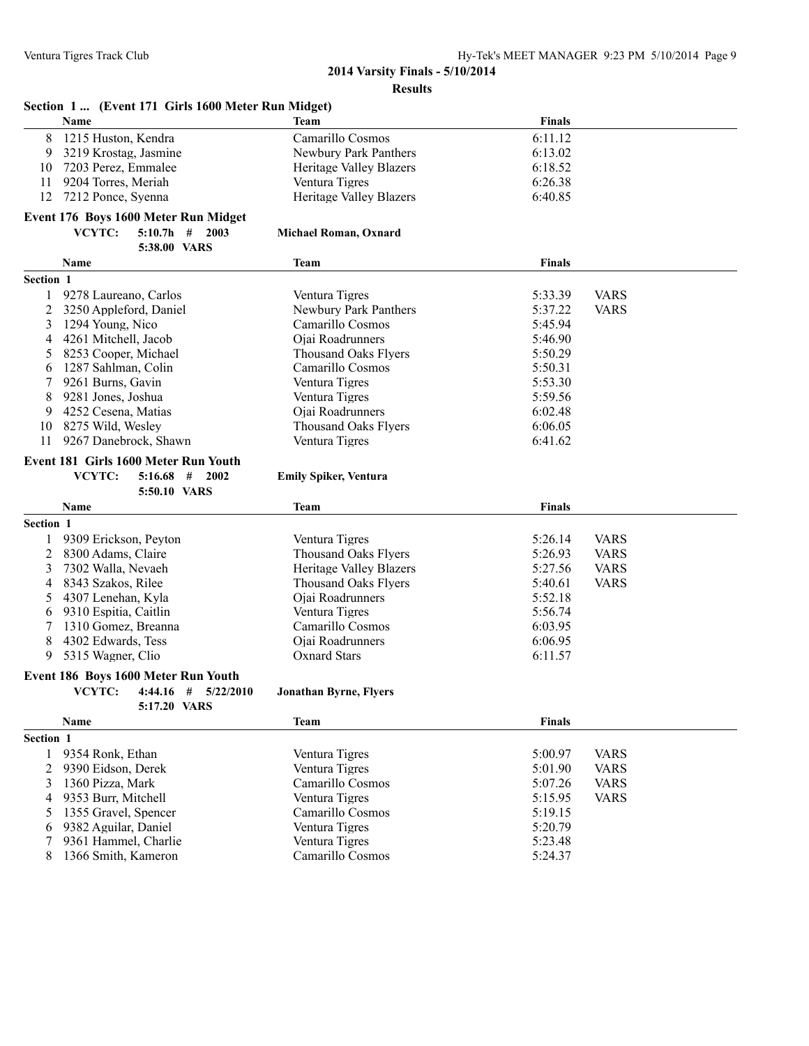**2014 Varsity Finals - 5/10/2014**

**Results**

### Section 1 ... (Event 171 Girls 1600 Meter Run Midget)

| | Name | Team | Finals | |
|---|---|---|---|---|
| 8 | 1215 Huston, Kendra | Camarillo Cosmos | 6:11.12 | |
| 9 | 3219 Krostag, Jasmine | Newbury Park Panthers | 6:13.02 | |
| 10 | 7203 Perez, Emmalee | Heritage Valley Blazers | 6:18.52 | |
| 11 | 9204 Torres, Meriah | Ventura Tigres | 6:26.38 | |
| 12 | 7212 Ponce, Syenna | Heritage Valley Blazers | 6:40.85 | |

### Event 176 Boys 1600 Meter Run Midget

**VCYTC:** 5:10.7h # 2003 **Michael Roman, Oxnard**
5:38.00 VARS

| | Name | Team | Finals | |
|---|---|---|---|---|
| **Section 1** | | | | |
| 1 | 9278 Laureano, Carlos | Ventura Tigres | 5:33.39 | VARS |
| 2 | 3250 Appleford, Daniel | Newbury Park Panthers | 5:37.22 | VARS |
| 3 | 1294 Young, Nico | Camarillo Cosmos | 5:45.94 | |
| 4 | 4261 Mitchell, Jacob | Ojai Roadrunners | 5:46.90 | |
| 5 | 8253 Cooper, Michael | Thousand Oaks Flyers | 5:50.29 | |
| 6 | 1287 Sahlman, Colin | Camarillo Cosmos | 5:50.31 | |
| 7 | 9261 Burns, Gavin | Ventura Tigres | 5:53.30 | |
| 8 | 9281 Jones, Joshua | Ventura Tigres | 5:59.56 | |
| 9 | 4252 Cesena, Matias | Ojai Roadrunners | 6:02.48 | |
| 10 | 8275 Wild, Wesley | Thousand Oaks Flyers | 6:06.05 | |
| 11 | 9267 Danebrock, Shawn | Ventura Tigres | 6:41.62 | |

### Event 181 Girls 1600 Meter Run Youth

**VCYTC:** 5:16.68 # 2002 **Emily Spiker, Ventura**
5:50.10 VARS

| | Name | Team | Finals | |
|---|---|---|---|---|
| **Section 1** | | | | |
| 1 | 9309 Erickson, Peyton | Ventura Tigres | 5:26.14 | VARS |
| 2 | 8300 Adams, Claire | Thousand Oaks Flyers | 5:26.93 | VARS |
| 3 | 7302 Walla, Nevaeh | Heritage Valley Blazers | 5:27.56 | VARS |
| 4 | 8343 Szakos, Rilee | Thousand Oaks Flyers | 5:40.61 | VARS |
| 5 | 4307 Lenehan, Kyla | Ojai Roadrunners | 5:52.18 | |
| 6 | 9310 Espitia, Caitlin | Ventura Tigres | 5:56.74 | |
| 7 | 1310 Gomez, Breanna | Camarillo Cosmos | 6:03.95 | |
| 8 | 4302 Edwards, Tess | Ojai Roadrunners | 6:06.95 | |
| 9 | 5315 Wagner, Clio | Oxnard Stars | 6:11.57 | |

### Event 186 Boys 1600 Meter Run Youth

**VCYTC:** 4:44.16 # 5/22/2010 **Jonathan Byrne, Flyers**
5:17.20 VARS

| | Name | Team | Finals | |
|---|---|---|---|---|
| **Section 1** | | | | |
| 1 | 9354 Ronk, Ethan | Ventura Tigres | 5:00.97 | VARS |
| 2 | 9390 Eidson, Derek | Ventura Tigres | 5:01.90 | VARS |
| 3 | 1360 Pizza, Mark | Camarillo Cosmos | 5:07.26 | VARS |
| 4 | 9353 Burr, Mitchell | Ventura Tigres | 5:15.95 | VARS |
| 5 | 1355 Gravel, Spencer | Camarillo Cosmos | 5:19.15 | |
| 6 | 9382 Aguilar, Daniel | Ventura Tigres | 5:20.79 | |
| 7 | 9361 Hammel, Charlie | Ventura Tigres | 5:23.48 | |
| 8 | 1366 Smith, Kameron | Camarillo Cosmos | 5:24.37 | |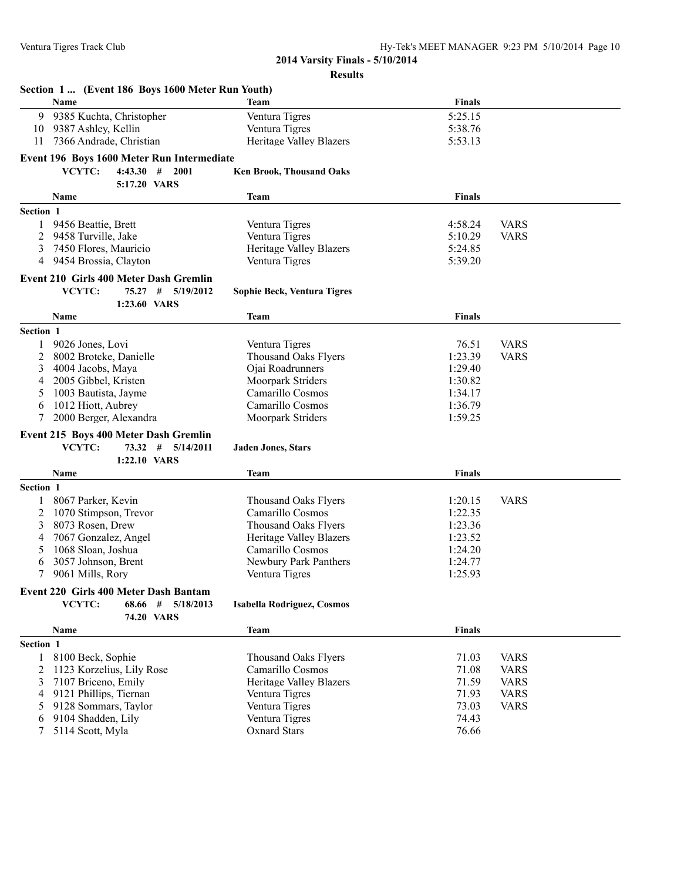**2014 Varsity Finals - 5/10/2014**

**Results**

### Section 1 ... (Event 186 Boys 1600 Meter Run Youth)

| | Name | Team | Finals | |
|---|---|---|---|---|
| 9 | 9385 Kuchta, Christopher | Ventura Tigres | 5:25.15 | |
| 10 | 9387 Ashley, Kellin | Ventura Tigres | 5:38.76 | |
| 11 | 7366 Andrade, Christian | Heritage Valley Blazers | 5:53.13 | |

### Event 196 Boys 1600 Meter Run Intermediate

VCYTC: 4:43.30 # 2001 — Ken Brook, Thousand Oaks
5:17.20 VARS

| | Name | Team | Finals | |
|---|---|---|---|---|
| **Section 1** | | | | |
| 1 | 9456 Beattie, Brett | Ventura Tigres | 4:58.24 | VARS |
| 2 | 9458 Turville, Jake | Ventura Tigres | 5:10.29 | VARS |
| 3 | 7450 Flores, Mauricio | Heritage Valley Blazers | 5:24.85 | |
| 4 | 9454 Brossia, Clayton | Ventura Tigres | 5:39.20 | |

### Event 210 Girls 400 Meter Dash Gremlin

VCYTC: 75.27 # 5/19/2012 — Sophie Beck, Ventura Tigres
1:23.60 VARS

| | Name | Team | Finals | |
|---|---|---|---|---|
| **Section 1** | | | | |
| 1 | 9026 Jones, Lovi | Ventura Tigres | 76.51 | VARS |
| 2 | 8002 Brotcke, Danielle | Thousand Oaks Flyers | 1:23.39 | VARS |
| 3 | 4004 Jacobs, Maya | Ojai Roadrunners | 1:29.40 | |
| 4 | 2005 Gibbel, Kristen | Moorpark Striders | 1:30.82 | |
| 5 | 1003 Bautista, Jayme | Camarillo Cosmos | 1:34.17 | |
| 6 | 1012 Hiott, Aubrey | Camarillo Cosmos | 1:36.79 | |
| 7 | 2000 Berger, Alexandra | Moorpark Striders | 1:59.25 | |

### Event 215 Boys 400 Meter Dash Gremlin

VCYTC: 73.32 # 5/14/2011 — Jaden Jones, Stars
1:22.10 VARS

| | Name | Team | Finals | |
|---|---|---|---|---|
| **Section 1** | | | | |
| 1 | 8067 Parker, Kevin | Thousand Oaks Flyers | 1:20.15 | VARS |
| 2 | 1070 Stimpson, Trevor | Camarillo Cosmos | 1:22.35 | |
| 3 | 8073 Rosen, Drew | Thousand Oaks Flyers | 1:23.36 | |
| 4 | 7067 Gonzalez, Angel | Heritage Valley Blazers | 1:23.52 | |
| 5 | 1068 Sloan, Joshua | Camarillo Cosmos | 1:24.20 | |
| 6 | 3057 Johnson, Brent | Newbury Park Panthers | 1:24.77 | |
| 7 | 9061 Mills, Rory | Ventura Tigres | 1:25.93 | |

### Event 220 Girls 400 Meter Dash Bantam

VCYTC: 68.66 # 5/18/2013 — Isabella Rodriguez, Cosmos
74.20 VARS

| | Name | Team | Finals | |
|---|---|---|---|---|
| **Section 1** | | | | |
| 1 | 8100 Beck, Sophie | Thousand Oaks Flyers | 71.03 | VARS |
| 2 | 1123 Korzelius, Lily Rose | Camarillo Cosmos | 71.08 | VARS |
| 3 | 7107 Briceno, Emily | Heritage Valley Blazers | 71.59 | VARS |
| 4 | 9121 Phillips, Tiernan | Ventura Tigres | 71.93 | VARS |
| 5 | 9128 Sommars, Taylor | Ventura Tigres | 73.03 | VARS |
| 6 | 9104 Shadden, Lily | Ventura Tigres | 74.43 | |
| 7 | 5114 Scott, Myla | Oxnard Stars | 76.66 | |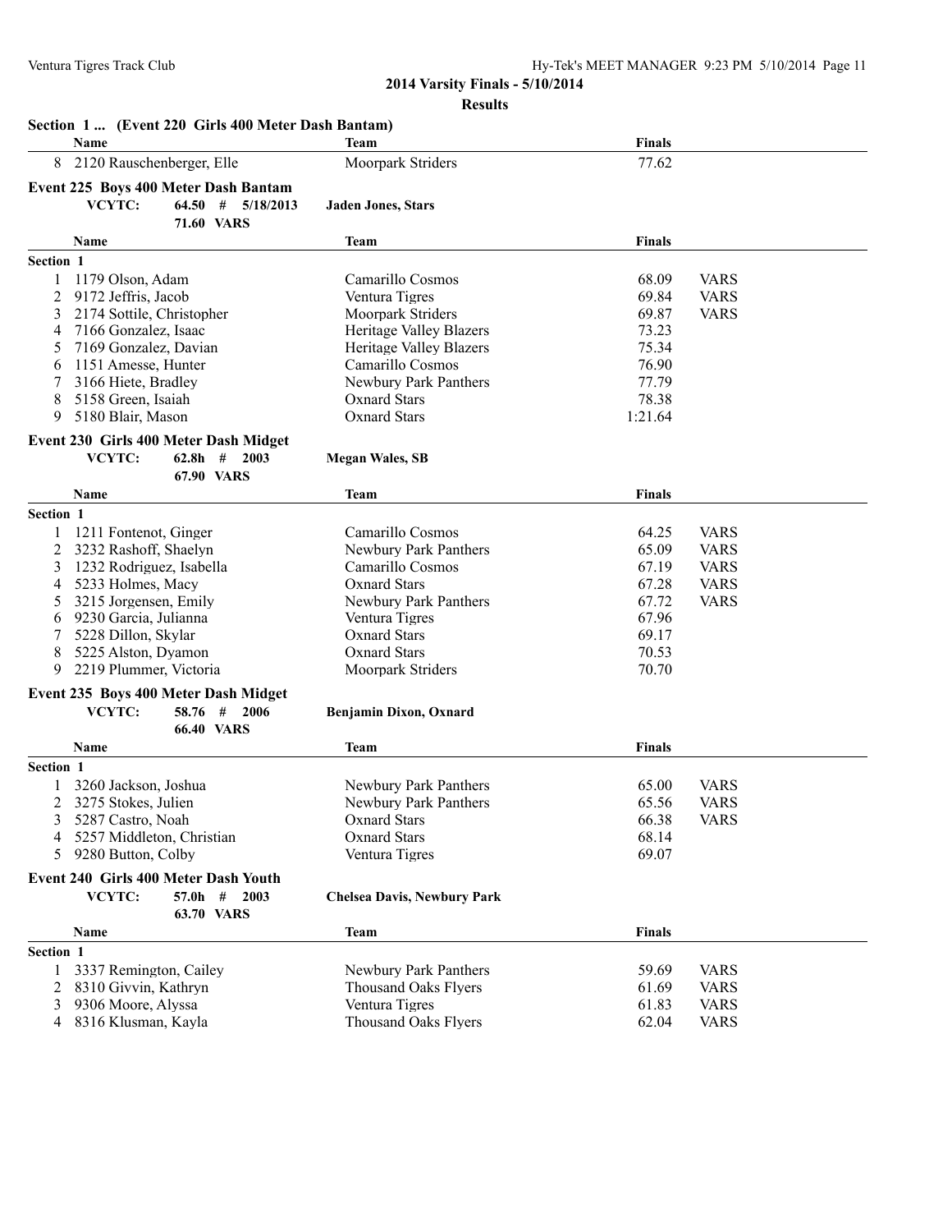**2014 Varsity Finals - 5/10/2014**

**Results**

### Section 1 ... (Event 220 Girls 400 Meter Dash Bantam)

| | Name | Team | Finals | |
|---|---|---|---|---|
| 8 | 2120 Rauschenberger, Elle | Moorpark Striders | 77.62 | |

### Event 225 Boys 400 Meter Dash Bantam

**VCYTC:** 64.50 # 5/18/2013 **Jaden Jones, Stars**
**71.60 VARS**

| | Name | Team | Finals | |
|---|---|---|---|---|
| **Section 1** | | | | |
| 1 | 1179 Olson, Adam | Camarillo Cosmos | 68.09 | VARS |
| 2 | 9172 Jeffris, Jacob | Ventura Tigres | 69.84 | VARS |
| 3 | 2174 Sottile, Christopher | Moorpark Striders | 69.87 | VARS |
| 4 | 7166 Gonzalez, Isaac | Heritage Valley Blazers | 73.23 | |
| 5 | 7169 Gonzalez, Davian | Heritage Valley Blazers | 75.34 | |
| 6 | 1151 Amesse, Hunter | Camarillo Cosmos | 76.90 | |
| 7 | 3166 Hiete, Bradley | Newbury Park Panthers | 77.79 | |
| 8 | 5158 Green, Isaiah | Oxnard Stars | 78.38 | |
| 9 | 5180 Blair, Mason | Oxnard Stars | 1:21.64 | |

### Event 230 Girls 400 Meter Dash Midget

**VCYTC:** 62.8h # 2003 **Megan Wales, SB**
**67.90 VARS**

| | Name | Team | Finals | |
|---|---|---|---|---|
| **Section 1** | | | | |
| 1 | 1211 Fontenot, Ginger | Camarillo Cosmos | 64.25 | VARS |
| 2 | 3232 Rashoff, Shaelyn | Newbury Park Panthers | 65.09 | VARS |
| 3 | 1232 Rodriguez, Isabella | Camarillo Cosmos | 67.19 | VARS |
| 4 | 5233 Holmes, Macy | Oxnard Stars | 67.28 | VARS |
| 5 | 3215 Jorgensen, Emily | Newbury Park Panthers | 67.72 | VARS |
| 6 | 9230 Garcia, Julianna | Ventura Tigres | 67.96 | |
| 7 | 5228 Dillon, Skylar | Oxnard Stars | 69.17 | |
| 8 | 5225 Alston, Dyamon | Oxnard Stars | 70.53 | |
| 9 | 2219 Plummer, Victoria | Moorpark Striders | 70.70 | |

### Event 235 Boys 400 Meter Dash Midget

**VCYTC:** 58.76 # 2006 **Benjamin Dixon, Oxnard**
**66.40 VARS**

| | Name | Team | Finals | |
|---|---|---|---|---|
| **Section 1** | | | | |
| 1 | 3260 Jackson, Joshua | Newbury Park Panthers | 65.00 | VARS |
| 2 | 3275 Stokes, Julien | Newbury Park Panthers | 65.56 | VARS |
| 3 | 5287 Castro, Noah | Oxnard Stars | 66.38 | VARS |
| 4 | 5257 Middleton, Christian | Oxnard Stars | 68.14 | |
| 5 | 9280 Button, Colby | Ventura Tigres | 69.07 | |

### Event 240 Girls 400 Meter Dash Youth

**VCYTC:** 57.0h # 2003 **Chelsea Davis, Newbury Park**
**63.70 VARS**

| | Name | Team | Finals | |
|---|---|---|---|---|
| **Section 1** | | | | |
| 1 | 3337 Remington, Cailey | Newbury Park Panthers | 59.69 | VARS |
| 2 | 8310 Givvin, Kathryn | Thousand Oaks Flyers | 61.69 | VARS |
| 3 | 9306 Moore, Alyssa | Ventura Tigres | 61.83 | VARS |
| 4 | 8316 Klusman, Kayla | Thousand Oaks Flyers | 62.04 | VARS |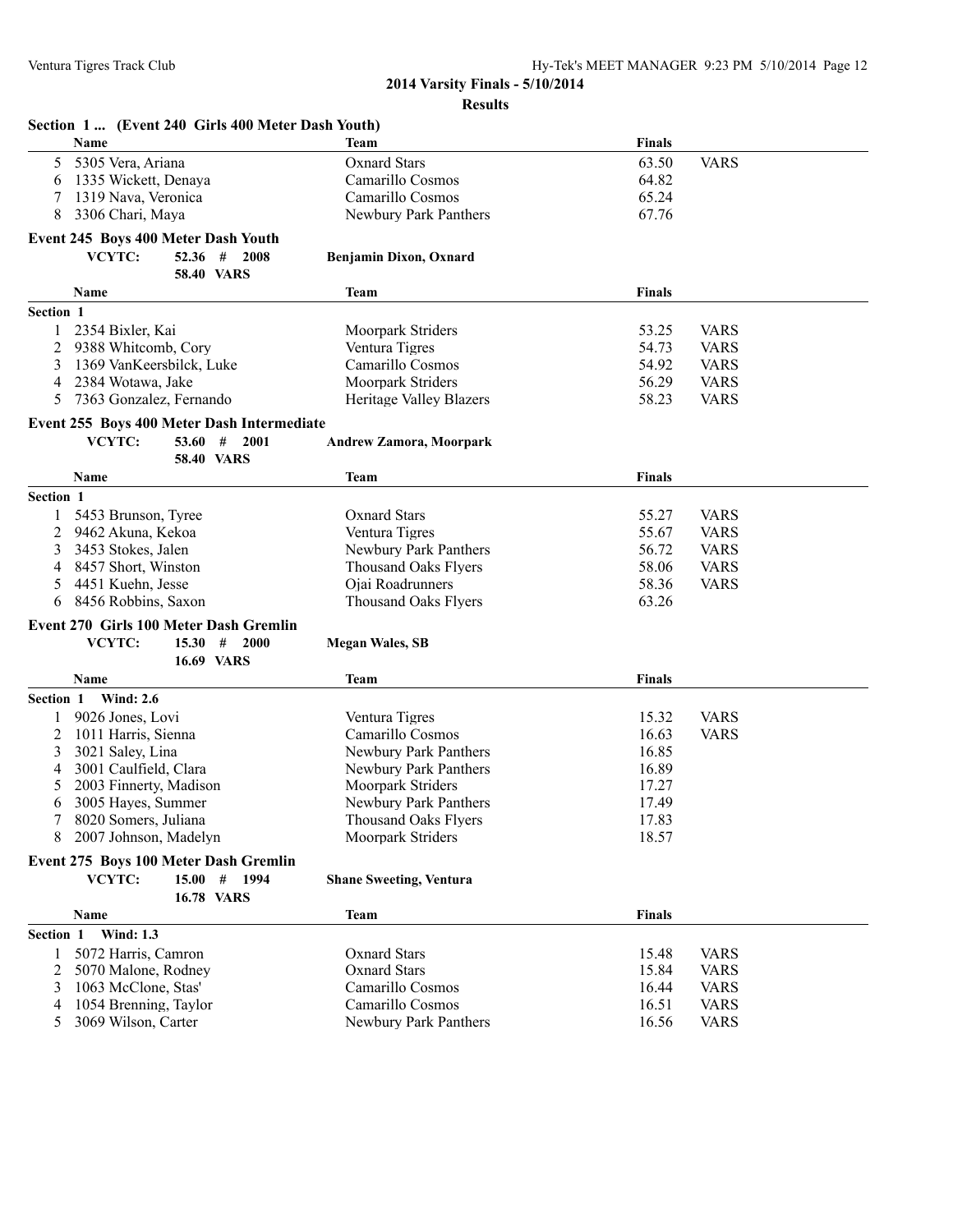## 2014 Varsity Finals - 5/10/2014

### Results

**Section 1 ... (Event 240 Girls 400 Meter Dash Youth)**

| | Name | Team | Finals | |
|---|---|---|---|---|
| 5 | 5305 Vera, Ariana | Oxnard Stars | 63.50 | VARS |
| 6 | 1335 Wickett, Denaya | Camarillo Cosmos | 64.82 | |
| 7 | 1319 Nava, Veronica | Camarillo Cosmos | 65.24 | |
| 8 | 3306 Chari, Maya | Newbury Park Panthers | 67.76 | |

**Event 245 Boys 400 Meter Dash Youth**

VCYTC: 52.36 # 2008 **Benjamin Dixon, Oxnard**
58.40 VARS

| | Name | Team | Finals | |
|---|---|---|---|---|
| **Section 1** | | | | |
| 1 | 2354 Bixler, Kai | Moorpark Striders | 53.25 | VARS |
| 2 | 9388 Whitcomb, Cory | Ventura Tigres | 54.73 | VARS |
| 3 | 1369 VanKeersbilck, Luke | Camarillo Cosmos | 54.92 | VARS |
| 4 | 2384 Wotawa, Jake | Moorpark Striders | 56.29 | VARS |
| 5 | 7363 Gonzalez, Fernando | Heritage Valley Blazers | 58.23 | VARS |

**Event 255 Boys 400 Meter Dash Intermediate**

VCYTC: 53.60 # 2001 **Andrew Zamora, Moorpark**
58.40 VARS

| | Name | Team | Finals | |
|---|---|---|---|---|
| **Section 1** | | | | |
| 1 | 5453 Brunson, Tyree | Oxnard Stars | 55.27 | VARS |
| 2 | 9462 Akuna, Kekoa | Ventura Tigres | 55.67 | VARS |
| 3 | 3453 Stokes, Jalen | Newbury Park Panthers | 56.72 | VARS |
| 4 | 8457 Short, Winston | Thousand Oaks Flyers | 58.06 | VARS |
| 5 | 4451 Kuehn, Jesse | Ojai Roadrunners | 58.36 | VARS |
| 6 | 8456 Robbins, Saxon | Thousand Oaks Flyers | 63.26 | |

**Event 270 Girls 100 Meter Dash Gremlin**

VCYTC: 15.30 # 2000 **Megan Wales, SB**
16.69 VARS

| | Name | Team | Finals | |
|---|---|---|---|---|
| **Section 1 Wind: 2.6** | | | | |
| 1 | 9026 Jones, Lovi | Ventura Tigres | 15.32 | VARS |
| 2 | 1011 Harris, Sienna | Camarillo Cosmos | 16.63 | VARS |
| 3 | 3021 Saley, Lina | Newbury Park Panthers | 16.85 | |
| 4 | 3001 Caulfield, Clara | Newbury Park Panthers | 16.89 | |
| 5 | 2003 Finnerty, Madison | Moorpark Striders | 17.27 | |
| 6 | 3005 Hayes, Summer | Newbury Park Panthers | 17.49 | |
| 7 | 8020 Somers, Juliana | Thousand Oaks Flyers | 17.83 | |
| 8 | 2007 Johnson, Madelyn | Moorpark Striders | 18.57 | |

**Event 275 Boys 100 Meter Dash Gremlin**

VCYTC: 15.00 # 1994 **Shane Sweeting, Ventura**
16.78 VARS

| | Name | Team | Finals | |
|---|---|---|---|---|
| **Section 1 Wind: 1.3** | | | | |
| 1 | 5072 Harris, Camron | Oxnard Stars | 15.48 | VARS |
| 2 | 5070 Malone, Rodney | Oxnard Stars | 15.84 | VARS |
| 3 | 1063 McClone, Stas' | Camarillo Cosmos | 16.44 | VARS |
| 4 | 1054 Brenning, Taylor | Camarillo Cosmos | 16.51 | VARS |
| 5 | 3069 Wilson, Carter | Newbury Park Panthers | 16.56 | VARS |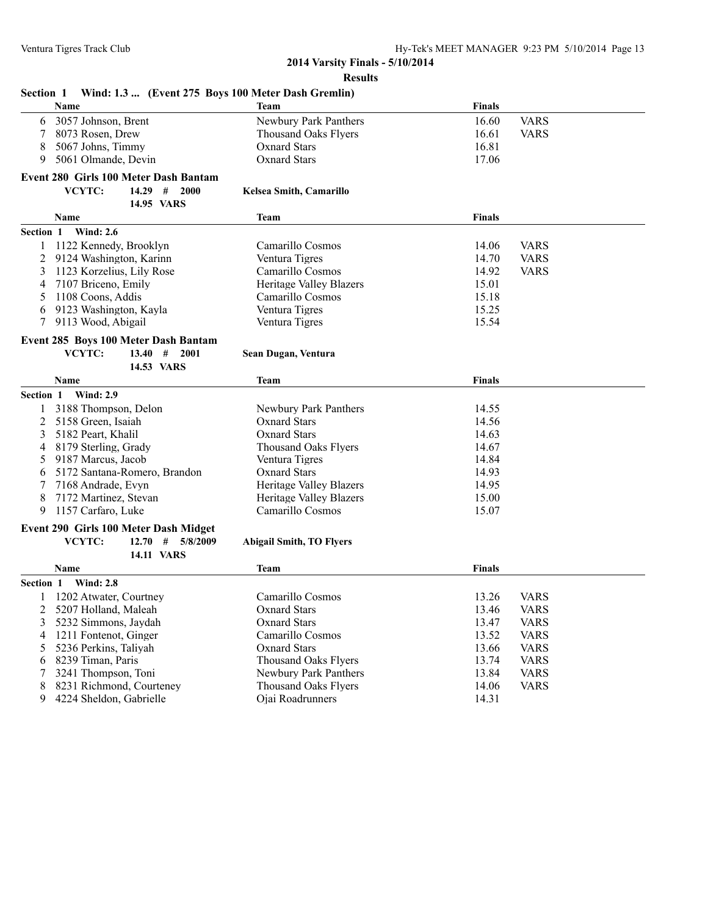## 2014 Varsity Finals - 5/10/2014

### Results

**Section 1 Wind: 1.3 ... (Event 275 Boys 100 Meter Dash Gremlin)**

| | Name | Team | Finals | |
|---|---|---|---|---|
| 6 | 3057 Johnson, Brent | Newbury Park Panthers | 16.60 | VARS |
| 7 | 8073 Rosen, Drew | Thousand Oaks Flyers | 16.61 | VARS |
| 8 | 5067 Johns, Timmy | Oxnard Stars | 16.81 | |
| 9 | 5061 Olmande, Devin | Oxnard Stars | 17.06 | |

### Event 280 Girls 100 Meter Dash Bantam

VCYTC: 14.29 # 2000 Kelsea Smith, Camarillo
14.95 VARS

| | Name | Team | Finals | |
|---|---|---|---|---|
| **Section 1** | **Wind: 2.6** | | | |
| 1 | 1122 Kennedy, Brooklyn | Camarillo Cosmos | 14.06 | VARS |
| 2 | 9124 Washington, Karinn | Ventura Tigres | 14.70 | VARS |
| 3 | 1123 Korzelius, Lily Rose | Camarillo Cosmos | 14.92 | VARS |
| 4 | 7107 Briceno, Emily | Heritage Valley Blazers | 15.01 | |
| 5 | 1108 Coons, Addis | Camarillo Cosmos | 15.18 | |
| 6 | 9123 Washington, Kayla | Ventura Tigres | 15.25 | |
| 7 | 9113 Wood, Abigail | Ventura Tigres | 15.54 | |

### Event 285 Boys 100 Meter Dash Bantam

VCYTC: 13.40 # 2001 Sean Dugan, Ventura
14.53 VARS

| | Name | Team | Finals |
|---|---|---|---|
| **Section 1** | **Wind: 2.9** | | |
| 1 | 3188 Thompson, Delon | Newbury Park Panthers | 14.55 |
| 2 | 5158 Green, Isaiah | Oxnard Stars | 14.56 |
| 3 | 5182 Peart, Khalil | Oxnard Stars | 14.63 |
| 4 | 8179 Sterling, Grady | Thousand Oaks Flyers | 14.67 |
| 5 | 9187 Marcus, Jacob | Ventura Tigres | 14.84 |
| 6 | 5172 Santana-Romero, Brandon | Oxnard Stars | 14.93 |
| 7 | 7168 Andrade, Evyn | Heritage Valley Blazers | 14.95 |
| 8 | 7172 Martinez, Stevan | Heritage Valley Blazers | 15.00 |
| 9 | 1157 Carfaro, Luke | Camarillo Cosmos | 15.07 |

### Event 290 Girls 100 Meter Dash Midget

VCYTC: 12.70 # 5/8/2009 Abigail Smith, TO Flyers
14.11 VARS

| | Name | Team | Finals | |
|---|---|---|---|---|
| **Section 1** | **Wind: 2.8** | | | |
| 1 | 1202 Atwater, Courtney | Camarillo Cosmos | 13.26 | VARS |
| 2 | 5207 Holland, Maleah | Oxnard Stars | 13.46 | VARS |
| 3 | 5232 Simmons, Jaydah | Oxnard Stars | 13.47 | VARS |
| 4 | 1211 Fontenot, Ginger | Camarillo Cosmos | 13.52 | VARS |
| 5 | 5236 Perkins, Taliyah | Oxnard Stars | 13.66 | VARS |
| 6 | 8239 Timan, Paris | Thousand Oaks Flyers | 13.74 | VARS |
| 7 | 3241 Thompson, Toni | Newbury Park Panthers | 13.84 | VARS |
| 8 | 8231 Richmond, Courteney | Thousand Oaks Flyers | 14.06 | VARS |
| 9 | 4224 Sheldon, Gabrielle | Ojai Roadrunners | 14.31 | |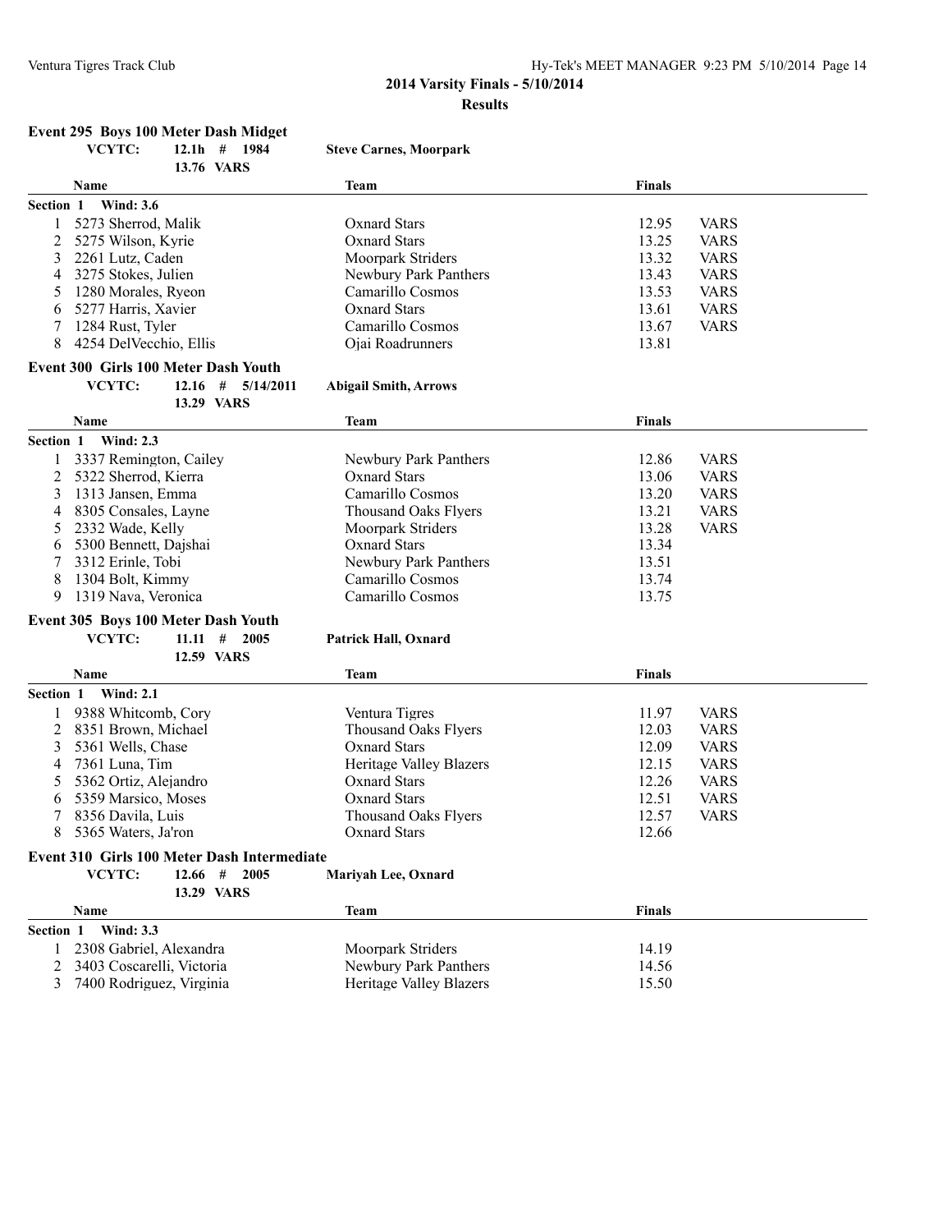**2014 Varsity Finals - 5/10/2014**

**Results**

### Event 295 Boys 100 Meter Dash Midget

**VCYTC:** 12.1h # 1984 **Steve Carnes, Moorpark**

13.76 VARS

| | Name | Team | Finals | |
|---|---|---|---|---|
| **Section 1 Wind: 3.6** | | | | |
| 1 | 5273 Sherrod, Malik | Oxnard Stars | 12.95 | VARS |
| 2 | 5275 Wilson, Kyrie | Oxnard Stars | 13.25 | VARS |
| 3 | 2261 Lutz, Caden | Moorpark Striders | 13.32 | VARS |
| 4 | 3275 Stokes, Julien | Newbury Park Panthers | 13.43 | VARS |
| 5 | 1280 Morales, Ryeon | Camarillo Cosmos | 13.53 | VARS |
| 6 | 5277 Harris, Xavier | Oxnard Stars | 13.61 | VARS |
| 7 | 1284 Rust, Tyler | Camarillo Cosmos | 13.67 | VARS |
| 8 | 4254 DelVecchio, Ellis | Ojai Roadrunners | 13.81 | |

### Event 300 Girls 100 Meter Dash Youth

**VCYTC:** 12.16 # 5/14/2011 **Abigail Smith, Arrows**

13.29 VARS

| | Name | Team | Finals | |
|---|---|---|---|---|
| **Section 1 Wind: 2.3** | | | | |
| 1 | 3337 Remington, Cailey | Newbury Park Panthers | 12.86 | VARS |
| 2 | 5322 Sherrod, Kierra | Oxnard Stars | 13.06 | VARS |
| 3 | 1313 Jansen, Emma | Camarillo Cosmos | 13.20 | VARS |
| 4 | 8305 Consales, Layne | Thousand Oaks Flyers | 13.21 | VARS |
| 5 | 2332 Wade, Kelly | Moorpark Striders | 13.28 | VARS |
| 6 | 5300 Bennett, Dajshai | Oxnard Stars | 13.34 | |
| 7 | 3312 Erinle, Tobi | Newbury Park Panthers | 13.51 | |
| 8 | 1304 Bolt, Kimmy | Camarillo Cosmos | 13.74 | |
| 9 | 1319 Nava, Veronica | Camarillo Cosmos | 13.75 | |

### Event 305 Boys 100 Meter Dash Youth

**VCYTC:** 11.11 # 2005 **Patrick Hall, Oxnard**

12.59 VARS

| | Name | Team | Finals | |
|---|---|---|---|---|
| **Section 1 Wind: 2.1** | | | | |
| 1 | 9388 Whitcomb, Cory | Ventura Tigres | 11.97 | VARS |
| 2 | 8351 Brown, Michael | Thousand Oaks Flyers | 12.03 | VARS |
| 3 | 5361 Wells, Chase | Oxnard Stars | 12.09 | VARS |
| 4 | 7361 Luna, Tim | Heritage Valley Blazers | 12.15 | VARS |
| 5 | 5362 Ortiz, Alejandro | Oxnard Stars | 12.26 | VARS |
| 6 | 5359 Marsico, Moses | Oxnard Stars | 12.51 | VARS |
| 7 | 8356 Davila, Luis | Thousand Oaks Flyers | 12.57 | VARS |
| 8 | 5365 Waters, Ja'ron | Oxnard Stars | 12.66 | |

### Event 310 Girls 100 Meter Dash Intermediate

**VCYTC:** 12.66 # 2005 **Mariyah Lee, Oxnard**

13.29 VARS

| | Name | Team | Finals |
|---|---|---|---|
| **Section 1 Wind: 3.3** | | | |
| 1 | 2308 Gabriel, Alexandra | Moorpark Striders | 14.19 |
| 2 | 3403 Coscarelli, Victoria | Newbury Park Panthers | 14.56 |
| 3 | 7400 Rodriguez, Virginia | Heritage Valley Blazers | 15.50 |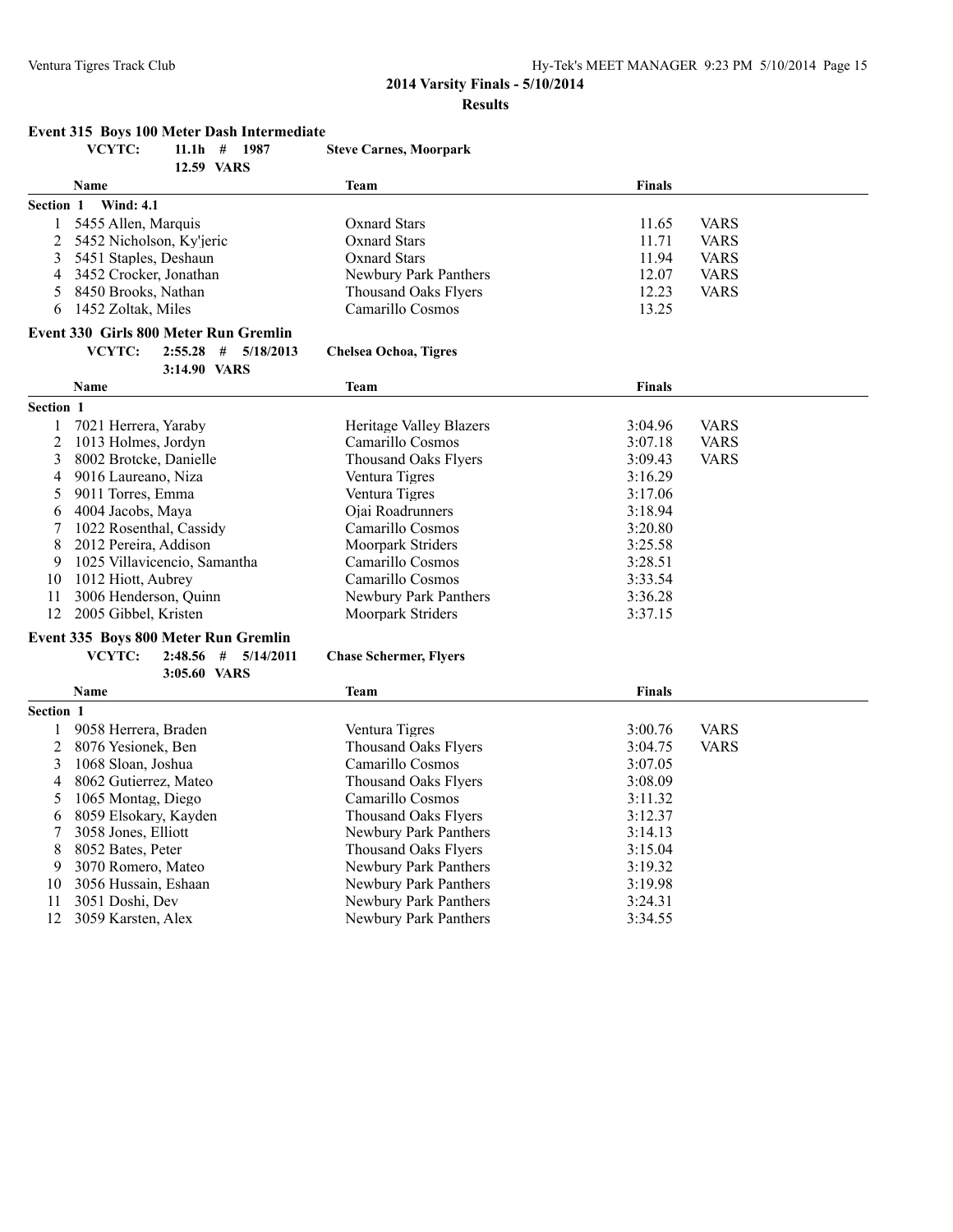## 2014 Varsity Finals - 5/10/2014

### Results

**Event 315 Boys 100 Meter Dash Intermediate**

VCYTC: 11.1h # 1987 Steve Carnes, Moorpark
12.59 VARS

| | Name | Team | Finals | |
|---|---|---|---|---|
| **Section 1 Wind: 4.1** | | | | |
| 1 | 5455 Allen, Marquis | Oxnard Stars | 11.65 | VARS |
| 2 | 5452 Nicholson, Ky'jeric | Oxnard Stars | 11.71 | VARS |
| 3 | 5451 Staples, Deshaun | Oxnard Stars | 11.94 | VARS |
| 4 | 3452 Crocker, Jonathan | Newbury Park Panthers | 12.07 | VARS |
| 5 | 8450 Brooks, Nathan | Thousand Oaks Flyers | 12.23 | VARS |
| 6 | 1452 Zoltak, Miles | Camarillo Cosmos | 13.25 | |

**Event 330 Girls 800 Meter Run Gremlin**

VCYTC: 2:55.28 # 5/18/2013 Chelsea Ochoa, Tigres
3:14.90 VARS

| | Name | Team | Finals | |
|---|---|---|---|---|
| **Section 1** | | | | |
| 1 | 7021 Herrera, Yaraby | Heritage Valley Blazers | 3:04.96 | VARS |
| 2 | 1013 Holmes, Jordyn | Camarillo Cosmos | 3:07.18 | VARS |
| 3 | 8002 Brotcke, Danielle | Thousand Oaks Flyers | 3:09.43 | VARS |
| 4 | 9016 Laureano, Niza | Ventura Tigres | 3:16.29 | |
| 5 | 9011 Torres, Emma | Ventura Tigres | 3:17.06 | |
| 6 | 4004 Jacobs, Maya | Ojai Roadrunners | 3:18.94 | |
| 7 | 1022 Rosenthal, Cassidy | Camarillo Cosmos | 3:20.80 | |
| 8 | 2012 Pereira, Addison | Moorpark Striders | 3:25.58 | |
| 9 | 1025 Villavicencio, Samantha | Camarillo Cosmos | 3:28.51 | |
| 10 | 1012 Hiott, Aubrey | Camarillo Cosmos | 3:33.54 | |
| 11 | 3006 Henderson, Quinn | Newbury Park Panthers | 3:36.28 | |
| 12 | 2005 Gibbel, Kristen | Moorpark Striders | 3:37.15 | |

**Event 335 Boys 800 Meter Run Gremlin**

VCYTC: 2:48.56 # 5/14/2011 Chase Schermer, Flyers
3:05.60 VARS

| | Name | Team | Finals | |
|---|---|---|---|---|
| **Section 1** | | | | |
| 1 | 9058 Herrera, Braden | Ventura Tigres | 3:00.76 | VARS |
| 2 | 8076 Yesionek, Ben | Thousand Oaks Flyers | 3:04.75 | VARS |
| 3 | 1068 Sloan, Joshua | Camarillo Cosmos | 3:07.05 | |
| 4 | 8062 Gutierrez, Mateo | Thousand Oaks Flyers | 3:08.09 | |
| 5 | 1065 Montag, Diego | Camarillo Cosmos | 3:11.32 | |
| 6 | 8059 Elsokary, Kayden | Thousand Oaks Flyers | 3:12.37 | |
| 7 | 3058 Jones, Elliott | Newbury Park Panthers | 3:14.13 | |
| 8 | 8052 Bates, Peter | Thousand Oaks Flyers | 3:15.04 | |
| 9 | 3070 Romero, Mateo | Newbury Park Panthers | 3:19.32 | |
| 10 | 3056 Hussain, Eshaan | Newbury Park Panthers | 3:19.98 | |
| 11 | 3051 Doshi, Dev | Newbury Park Panthers | 3:24.31 | |
| 12 | 3059 Karsten, Alex | Newbury Park Panthers | 3:34.55 | |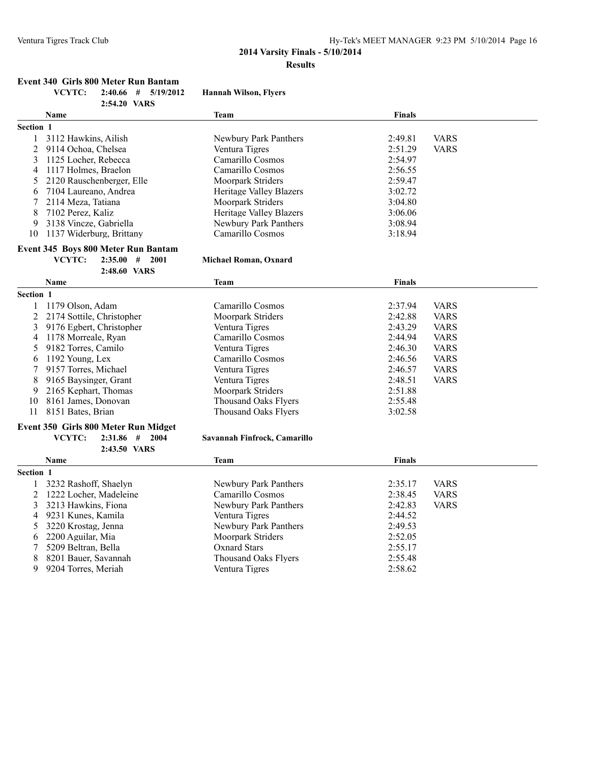**2014 Varsity Finals - 5/10/2014**

**Results**

### Event 340 Girls 800 Meter Run Bantam

**VCYTC: 2:40.66 # 5/19/2012 Hannah Wilson, Flyers**
**2:54.20 VARS**

| | Name | Team | Finals | |
|---|---|---|---|---|
| **Section 1** | | | | |
| 1 | 3112 Hawkins, Ailish | Newbury Park Panthers | 2:49.81 | VARS |
| 2 | 9114 Ochoa, Chelsea | Ventura Tigres | 2:51.29 | VARS |
| 3 | 1125 Locher, Rebecca | Camarillo Cosmos | 2:54.97 | |
| 4 | 1117 Holmes, Braelon | Camarillo Cosmos | 2:56.55 | |
| 5 | 2120 Rauschenberger, Elle | Moorpark Striders | 2:59.47 | |
| 6 | 7104 Laureano, Andrea | Heritage Valley Blazers | 3:02.72 | |
| 7 | 2114 Meza, Tatiana | Moorpark Striders | 3:04.80 | |
| 8 | 7102 Perez, Kaliz | Heritage Valley Blazers | 3:06.06 | |
| 9 | 3138 Vincze, Gabriella | Newbury Park Panthers | 3:08.94 | |
| 10 | 1137 Widerburg, Brittany | Camarillo Cosmos | 3:18.94 | |

### Event 345 Boys 800 Meter Run Bantam

**VCYTC: 2:35.00 # 2001 Michael Roman, Oxnard**
**2:48.60 VARS**

| | Name | Team | Finals | |
|---|---|---|---|---|
| **Section 1** | | | | |
| 1 | 1179 Olson, Adam | Camarillo Cosmos | 2:37.94 | VARS |
| 2 | 2174 Sottile, Christopher | Moorpark Striders | 2:42.88 | VARS |
| 3 | 9176 Egbert, Christopher | Ventura Tigres | 2:43.29 | VARS |
| 4 | 1178 Morreale, Ryan | Camarillo Cosmos | 2:44.94 | VARS |
| 5 | 9182 Torres, Camilo | Ventura Tigres | 2:46.30 | VARS |
| 6 | 1192 Young, Lex | Camarillo Cosmos | 2:46.56 | VARS |
| 7 | 9157 Torres, Michael | Ventura Tigres | 2:46.57 | VARS |
| 8 | 9165 Baysinger, Grant | Ventura Tigres | 2:48.51 | VARS |
| 9 | 2165 Kephart, Thomas | Moorpark Striders | 2:51.88 | |
| 10 | 8161 James, Donovan | Thousand Oaks Flyers | 2:55.48 | |
| 11 | 8151 Bates, Brian | Thousand Oaks Flyers | 3:02.58 | |

### Event 350 Girls 800 Meter Run Midget

**VCYTC: 2:31.86 # 2004 Savannah Finfrock, Camarillo**
**2:43.50 VARS**

| | Name | Team | Finals | |
|---|---|---|---|---|
| **Section 1** | | | | |
| 1 | 3232 Rashoff, Shaelyn | Newbury Park Panthers | 2:35.17 | VARS |
| 2 | 1222 Locher, Madeleine | Camarillo Cosmos | 2:38.45 | VARS |
| 3 | 3213 Hawkins, Fiona | Newbury Park Panthers | 2:42.83 | VARS |
| 4 | 9231 Kunes, Kamila | Ventura Tigres | 2:44.52 | |
| 5 | 3220 Krostag, Jenna | Newbury Park Panthers | 2:49.53 | |
| 6 | 2200 Aguilar, Mia | Moorpark Striders | 2:52.05 | |
| 7 | 5209 Beltran, Bella | Oxnard Stars | 2:55.17 | |
| 8 | 8201 Bauer, Savannah | Thousand Oaks Flyers | 2:55.48 | |
| 9 | 9204 Torres, Meriah | Ventura Tigres | 2:58.62 | |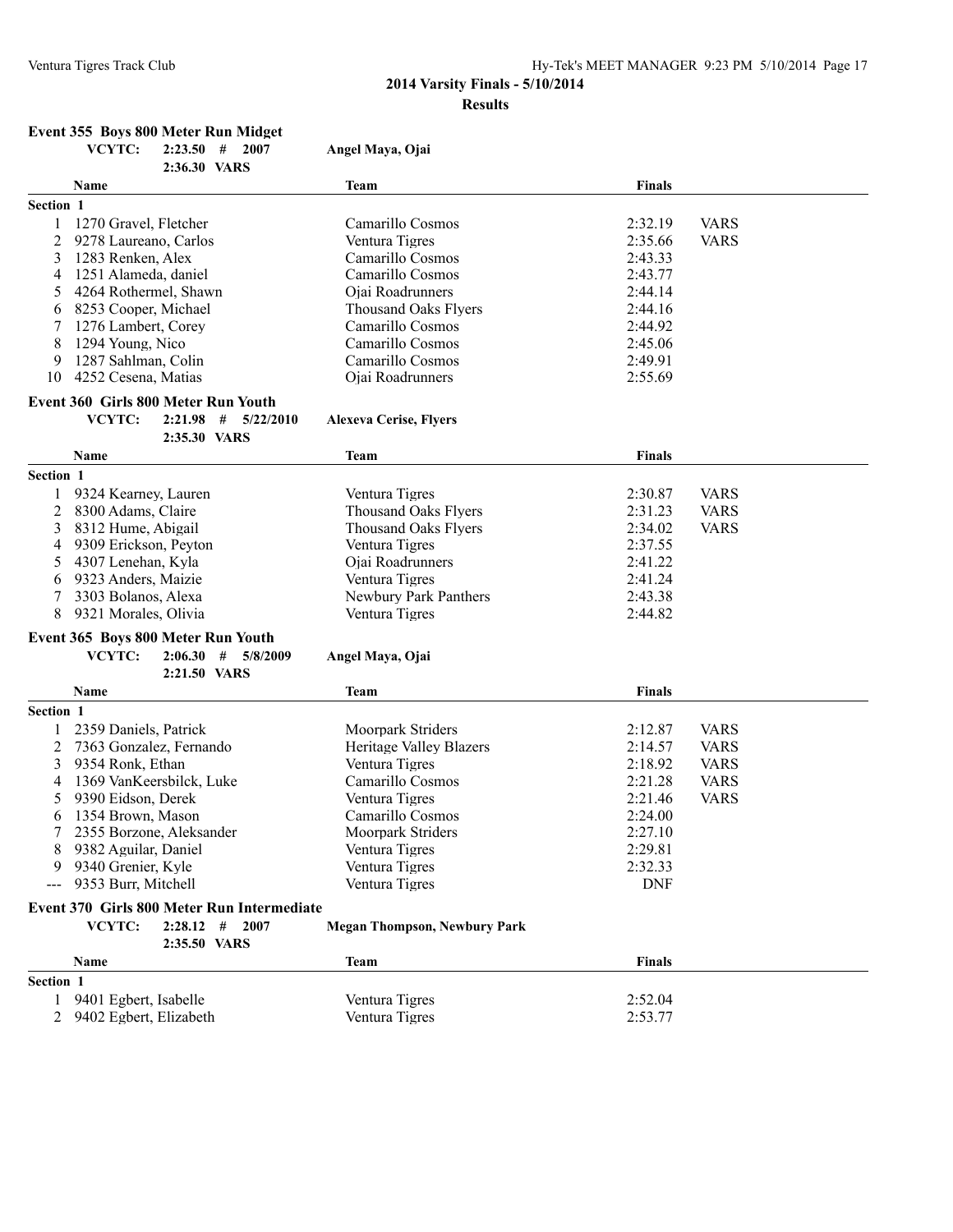## 2014 Varsity Finals - 5/10/2014

### Results

**Event 355 Boys 800 Meter Run Midget**

VCYTC: 2:23.50 # 2007 Angel Maya, Ojai
2:36.30 VARS

| | Name | Team | Finals | |
|---|---|---|---|---|
| **Section 1** | | | | |
| 1 | 1270 Gravel, Fletcher | Camarillo Cosmos | 2:32.19 | VARS |
| 2 | 9278 Laureano, Carlos | Ventura Tigres | 2:35.66 | VARS |
| 3 | 1283 Renken, Alex | Camarillo Cosmos | 2:43.33 | |
| 4 | 1251 Alameda, daniel | Camarillo Cosmos | 2:43.77 | |
| 5 | 4264 Rothermel, Shawn | Ojai Roadrunners | 2:44.14 | |
| 6 | 8253 Cooper, Michael | Thousand Oaks Flyers | 2:44.16 | |
| 7 | 1276 Lambert, Corey | Camarillo Cosmos | 2:44.92 | |
| 8 | 1294 Young, Nico | Camarillo Cosmos | 2:45.06 | |
| 9 | 1287 Sahlman, Colin | Camarillo Cosmos | 2:49.91 | |
| 10 | 4252 Cesena, Matias | Ojai Roadrunners | 2:55.69 | |

**Event 360 Girls 800 Meter Run Youth**

VCYTC: 2:21.98 # 5/22/2010 Alexeva Cerise, Flyers
2:35.30 VARS

| | Name | Team | Finals | |
|---|---|---|---|---|
| **Section 1** | | | | |
| 1 | 9324 Kearney, Lauren | Ventura Tigres | 2:30.87 | VARS |
| 2 | 8300 Adams, Claire | Thousand Oaks Flyers | 2:31.23 | VARS |
| 3 | 8312 Hume, Abigail | Thousand Oaks Flyers | 2:34.02 | VARS |
| 4 | 9309 Erickson, Peyton | Ventura Tigres | 2:37.55 | |
| 5 | 4307 Lenehan, Kyla | Ojai Roadrunners | 2:41.22 | |
| 6 | 9323 Anders, Maizie | Ventura Tigres | 2:41.24 | |
| 7 | 3303 Bolanos, Alexa | Newbury Park Panthers | 2:43.38 | |
| 8 | 9321 Morales, Olivia | Ventura Tigres | 2:44.82 | |

**Event 365 Boys 800 Meter Run Youth**

VCYTC: 2:06.30 # 5/8/2009 Angel Maya, Ojai
2:21.50 VARS

| | Name | Team | Finals | |
|---|---|---|---|---|
| **Section 1** | | | | |
| 1 | 2359 Daniels, Patrick | Moorpark Striders | 2:12.87 | VARS |
| 2 | 7363 Gonzalez, Fernando | Heritage Valley Blazers | 2:14.57 | VARS |
| 3 | 9354 Ronk, Ethan | Ventura Tigres | 2:18.92 | VARS |
| 4 | 1369 VanKeersbilck, Luke | Camarillo Cosmos | 2:21.28 | VARS |
| 5 | 9390 Eidson, Derek | Ventura Tigres | 2:21.46 | VARS |
| 6 | 1354 Brown, Mason | Camarillo Cosmos | 2:24.00 | |
| 7 | 2355 Borzone, Aleksander | Moorpark Striders | 2:27.10 | |
| 8 | 9382 Aguilar, Daniel | Ventura Tigres | 2:29.81 | |
| 9 | 9340 Grenier, Kyle | Ventura Tigres | 2:32.33 | |
| --- | 9353 Burr, Mitchell | Ventura Tigres | DNF | |

**Event 370 Girls 800 Meter Run Intermediate**

VCYTC: 2:28.12 # 2007 Megan Thompson, Newbury Park
2:35.50 VARS

| | Name | Team | Finals |
|---|---|---|---|
| **Section 1** | | | |
| 1 | 9401 Egbert, Isabelle | Ventura Tigres | 2:52.04 |
| 2 | 9402 Egbert, Elizabeth | Ventura Tigres | 2:53.77 |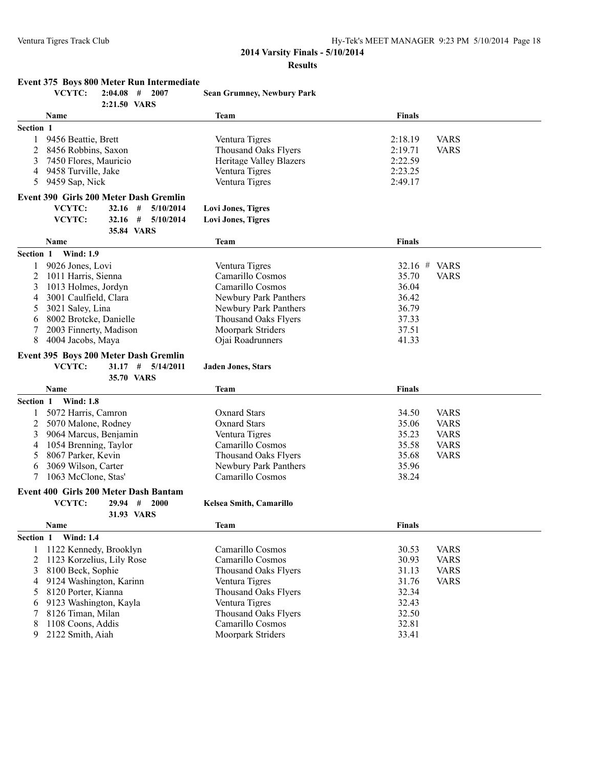**2014 Varsity Finals - 5/10/2014**

**Results**

### Event 375 Boys 800 Meter Run Intermediate

| | | | |
|---|---|---|---|
| **VCYTC:** | **2:04.08 # 2007** | **Sean Grumney, Newbury Park** | |
| | **2:21.50 VARS** | | |

| | Name | Team | Finals | |
|---|---|---|---|---|
| **Section 1** | | | | |
| 1 | 9456 Beattie, Brett | Ventura Tigres | 2:18.19 | VARS |
| 2 | 8456 Robbins, Saxon | Thousand Oaks Flyers | 2:19.71 | VARS |
| 3 | 7450 Flores, Mauricio | Heritage Valley Blazers | 2:22.59 | |
| 4 | 9458 Turville, Jake | Ventura Tigres | 2:23.25 | |
| 5 | 9459 Sap, Nick | Ventura Tigres | 2:49.17 | |

### Event 390 Girls 200 Meter Dash Gremlin

| | | |
|---|---|---|
| **VCYTC:** | **32.16 # 5/10/2014** | **Lovi Jones, Tigres** |
| **VCYTC:** | **32.16 # 5/10/2014** | **Lovi Jones, Tigres** |
| | **35.84 VARS** | |

| | Name | Team | Finals | |
|---|---|---|---|---|
| **Section 1 Wind: 1.9** | | | | |
| 1 | 9026 Jones, Lovi | Ventura Tigres | 32.16 # | VARS |
| 2 | 1011 Harris, Sienna | Camarillo Cosmos | 35.70 | VARS |
| 3 | 1013 Holmes, Jordyn | Camarillo Cosmos | 36.04 | |
| 4 | 3001 Caulfield, Clara | Newbury Park Panthers | 36.42 | |
| 5 | 3021 Saley, Lina | Newbury Park Panthers | 36.79 | |
| 6 | 8002 Brotcke, Danielle | Thousand Oaks Flyers | 37.33 | |
| 7 | 2003 Finnerty, Madison | Moorpark Striders | 37.51 | |
| 8 | 4004 Jacobs, Maya | Ojai Roadrunners | 41.33 | |

### Event 395 Boys 200 Meter Dash Gremlin

| | | |
|---|---|---|
| **VCYTC:** | **31.17 # 5/14/2011** | **Jaden Jones, Stars** |
| | **35.70 VARS** | |

| | Name | Team | Finals | |
|---|---|---|---|---|
| **Section 1 Wind: 1.8** | | | | |
| 1 | 5072 Harris, Camron | Oxnard Stars | 34.50 | VARS |
| 2 | 5070 Malone, Rodney | Oxnard Stars | 35.06 | VARS |
| 3 | 9064 Marcus, Benjamin | Ventura Tigres | 35.23 | VARS |
| 4 | 1054 Brenning, Taylor | Camarillo Cosmos | 35.58 | VARS |
| 5 | 8067 Parker, Kevin | Thousand Oaks Flyers | 35.68 | VARS |
| 6 | 3069 Wilson, Carter | Newbury Park Panthers | 35.96 | |
| 7 | 1063 McClone, Stas' | Camarillo Cosmos | 38.24 | |

### Event 400 Girls 200 Meter Dash Bantam

| | | |
|---|---|---|
| **VCYTC:** | **29.94 # 2000** | **Kelsea Smith, Camarillo** |
| | **31.93 VARS** | |

| | Name | Team | Finals | |
|---|---|---|---|---|
| **Section 1 Wind: 1.4** | | | | |
| 1 | 1122 Kennedy, Brooklyn | Camarillo Cosmos | 30.53 | VARS |
| 2 | 1123 Korzelius, Lily Rose | Camarillo Cosmos | 30.93 | VARS |
| 3 | 8100 Beck, Sophie | Thousand Oaks Flyers | 31.13 | VARS |
| 4 | 9124 Washington, Karinn | Ventura Tigres | 31.76 | VARS |
| 5 | 8120 Porter, Kianna | Thousand Oaks Flyers | 32.34 | |
| 6 | 9123 Washington, Kayla | Ventura Tigres | 32.43 | |
| 7 | 8126 Timan, Milan | Thousand Oaks Flyers | 32.50 | |
| 8 | 1108 Coons, Addis | Camarillo Cosmos | 32.81 | |
| 9 | 2122 Smith, Aiah | Moorpark Striders | 33.41 | |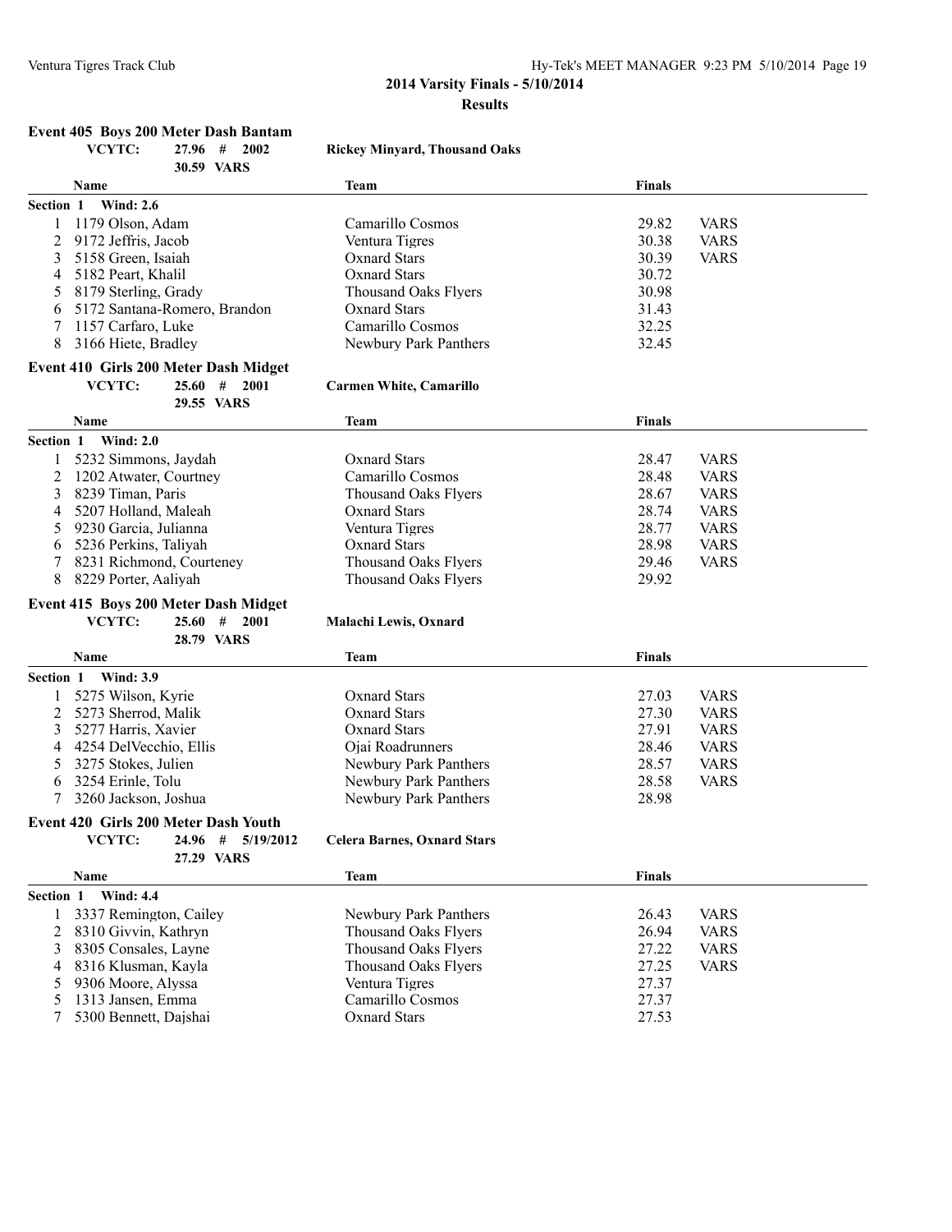**2014 Varsity Finals - 5/10/2014**

**Results**

### Event 405 Boys 200 Meter Dash Bantam

**VCYTC:** 27.96 # 2002 **Rickey Minyard, Thousand Oaks**
30.59 VARS

**Section 1 Wind: 2.6**

| | Name | Team | Finals | |
|---|---|---|---|---|
| 1 | 1179 Olson, Adam | Camarillo Cosmos | 29.82 | VARS |
| 2 | 9172 Jeffris, Jacob | Ventura Tigres | 30.38 | VARS |
| 3 | 5158 Green, Isaiah | Oxnard Stars | 30.39 | VARS |
| 4 | 5182 Peart, Khalil | Oxnard Stars | 30.72 | |
| 5 | 8179 Sterling, Grady | Thousand Oaks Flyers | 30.98 | |
| 6 | 5172 Santana-Romero, Brandon | Oxnard Stars | 31.43 | |
| 7 | 1157 Carfaro, Luke | Camarillo Cosmos | 32.25 | |
| 8 | 3166 Hiete, Bradley | Newbury Park Panthers | 32.45 | |

### Event 410 Girls 200 Meter Dash Midget

**VCYTC:** 25.60 # 2001 **Carmen White, Camarillo**
29.55 VARS

**Section 1 Wind: 2.0**

| | Name | Team | Finals | |
|---|---|---|---|---|
| 1 | 5232 Simmons, Jaydah | Oxnard Stars | 28.47 | VARS |
| 2 | 1202 Atwater, Courtney | Camarillo Cosmos | 28.48 | VARS |
| 3 | 8239 Timan, Paris | Thousand Oaks Flyers | 28.67 | VARS |
| 4 | 5207 Holland, Maleah | Oxnard Stars | 28.74 | VARS |
| 5 | 9230 Garcia, Julianna | Ventura Tigres | 28.77 | VARS |
| 6 | 5236 Perkins, Taliyah | Oxnard Stars | 28.98 | VARS |
| 7 | 8231 Richmond, Courteney | Thousand Oaks Flyers | 29.46 | VARS |
| 8 | 8229 Porter, Aaliyah | Thousand Oaks Flyers | 29.92 | |

### Event 415 Boys 200 Meter Dash Midget

**VCYTC:** 25.60 # 2001 **Malachi Lewis, Oxnard**
28.79 VARS

**Section 1 Wind: 3.9**

| | Name | Team | Finals | |
|---|---|---|---|---|
| 1 | 5275 Wilson, Kyrie | Oxnard Stars | 27.03 | VARS |
| 2 | 5273 Sherrod, Malik | Oxnard Stars | 27.30 | VARS |
| 3 | 5277 Harris, Xavier | Oxnard Stars | 27.91 | VARS |
| 4 | 4254 DelVecchio, Ellis | Ojai Roadrunners | 28.46 | VARS |
| 5 | 3275 Stokes, Julien | Newbury Park Panthers | 28.57 | VARS |
| 6 | 3254 Erinle, Tolu | Newbury Park Panthers | 28.58 | VARS |
| 7 | 3260 Jackson, Joshua | Newbury Park Panthers | 28.98 | |

### Event 420 Girls 200 Meter Dash Youth

**VCYTC:** 24.96 # 5/19/2012 **Celera Barnes, Oxnard Stars**
27.29 VARS

**Section 1 Wind: 4.4**

| | Name | Team | Finals | |
|---|---|---|---|---|
| 1 | 3337 Remington, Cailey | Newbury Park Panthers | 26.43 | VARS |
| 2 | 8310 Givvin, Kathryn | Thousand Oaks Flyers | 26.94 | VARS |
| 3 | 8305 Consales, Layne | Thousand Oaks Flyers | 27.22 | VARS |
| 4 | 8316 Klusman, Kayla | Thousand Oaks Flyers | 27.25 | VARS |
| 5 | 9306 Moore, Alyssa | Ventura Tigres | 27.37 | |
| 5 | 1313 Jansen, Emma | Camarillo Cosmos | 27.37 | |
| 7 | 5300 Bennett, Dajshai | Oxnard Stars | 27.53 | |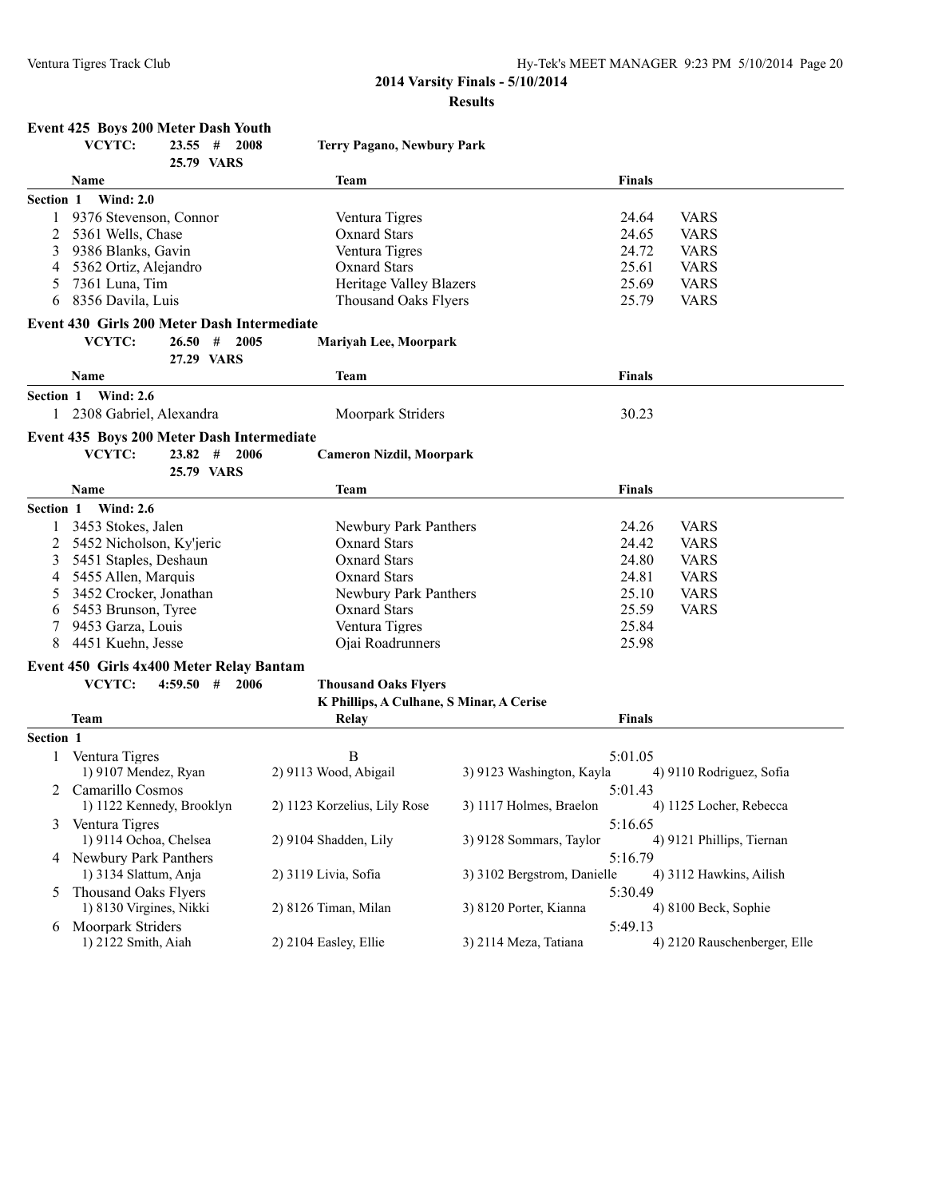## 2014 Varsity Finals - 5/10/2014

### Results

#### Event 425 Boys 200 Meter Dash Youth

VCYTC: 23.55 # 2008 — Terry Pagano, Newbury Park
25.79 VARS

| | Name | Team | Finals | |
|---|---|---|---|---|
| **Section 1 Wind: 2.0** | | | | |
| 1 | 9376 Stevenson, Connor | Ventura Tigres | 24.64 | VARS |
| 2 | 5361 Wells, Chase | Oxnard Stars | 24.65 | VARS |
| 3 | 9386 Blanks, Gavin | Ventura Tigres | 24.72 | VARS |
| 4 | 5362 Ortiz, Alejandro | Oxnard Stars | 25.61 | VARS |
| 5 | 7361 Luna, Tim | Heritage Valley Blazers | 25.69 | VARS |
| 6 | 8356 Davila, Luis | Thousand Oaks Flyers | 25.79 | VARS |

#### Event 430 Girls 200 Meter Dash Intermediate

VCYTC: 26.50 # 2005 — Mariyah Lee, Moorpark
27.29 VARS

| | Name | Team | Finals |
|---|---|---|---|
| **Section 1 Wind: 2.6** | | | |
| 1 | 2308 Gabriel, Alexandra | Moorpark Striders | 30.23 |

#### Event 435 Boys 200 Meter Dash Intermediate

VCYTC: 23.82 # 2006 — Cameron Nizdil, Moorpark
25.79 VARS

| | Name | Team | Finals | |
|---|---|---|---|---|
| **Section 1 Wind: 2.6** | | | | |
| 1 | 3453 Stokes, Jalen | Newbury Park Panthers | 24.26 | VARS |
| 2 | 5452 Nicholson, Ky'jeric | Oxnard Stars | 24.42 | VARS |
| 3 | 5451 Staples, Deshaun | Oxnard Stars | 24.80 | VARS |
| 4 | 5455 Allen, Marquis | Oxnard Stars | 24.81 | VARS |
| 5 | 3452 Crocker, Jonathan | Newbury Park Panthers | 25.10 | VARS |
| 6 | 5453 Brunson, Tyree | Oxnard Stars | 25.59 | VARS |
| 7 | 9453 Garza, Louis | Ventura Tigres | 25.84 | |
| 8 | 4451 Kuehn, Jesse | Ojai Roadrunners | 25.98 | |

#### Event 450 Girls 4x400 Meter Relay Bantam

VCYTC: 4:59.50 # 2006 — Thousand Oaks Flyers
K Phillips, A Culhane, S Minar, A Cerise

| | Team | Relay | Finals |
|---|---|---|---|
| **Section 1** | | | |
| 1 | Ventura Tigres | B | 5:01.05 |
| | 1) 9107 Mendez, Ryan; 2) 9113 Wood, Abigail; 3) 9123 Washington, Kayla; 4) 9110 Rodriguez, Sofia | | |
| 2 | Camarillo Cosmos | | 5:01.43 |
| | 1) 1122 Kennedy, Brooklyn; 2) 1123 Korzelius, Lily Rose; 3) 1117 Holmes, Braelon; 4) 1125 Locher, Rebecca | | |
| 3 | Ventura Tigres | | 5:16.65 |
| | 1) 9114 Ochoa, Chelsea; 2) 9104 Shadden, Lily; 3) 9128 Sommars, Taylor; 4) 9121 Phillips, Tiernan | | |
| 4 | Newbury Park Panthers | | 5:16.79 |
| | 1) 3134 Slattum, Anja; 2) 3119 Livia, Sofia; 3) 3102 Bergstrom, Danielle; 4) 3112 Hawkins, Ailish | | |
| 5 | Thousand Oaks Flyers | | 5:30.49 |
| | 1) 8130 Virgines, Nikki; 2) 8126 Timan, Milan; 3) 8120 Porter, Kianna; 4) 8100 Beck, Sophie | | |
| 6 | Moorpark Striders | | 5:49.13 |
| | 1) 2122 Smith, Aiah; 2) 2104 Easley, Ellie; 3) 2114 Meza, Tatiana; 4) 2120 Rauschenberger, Elle | | |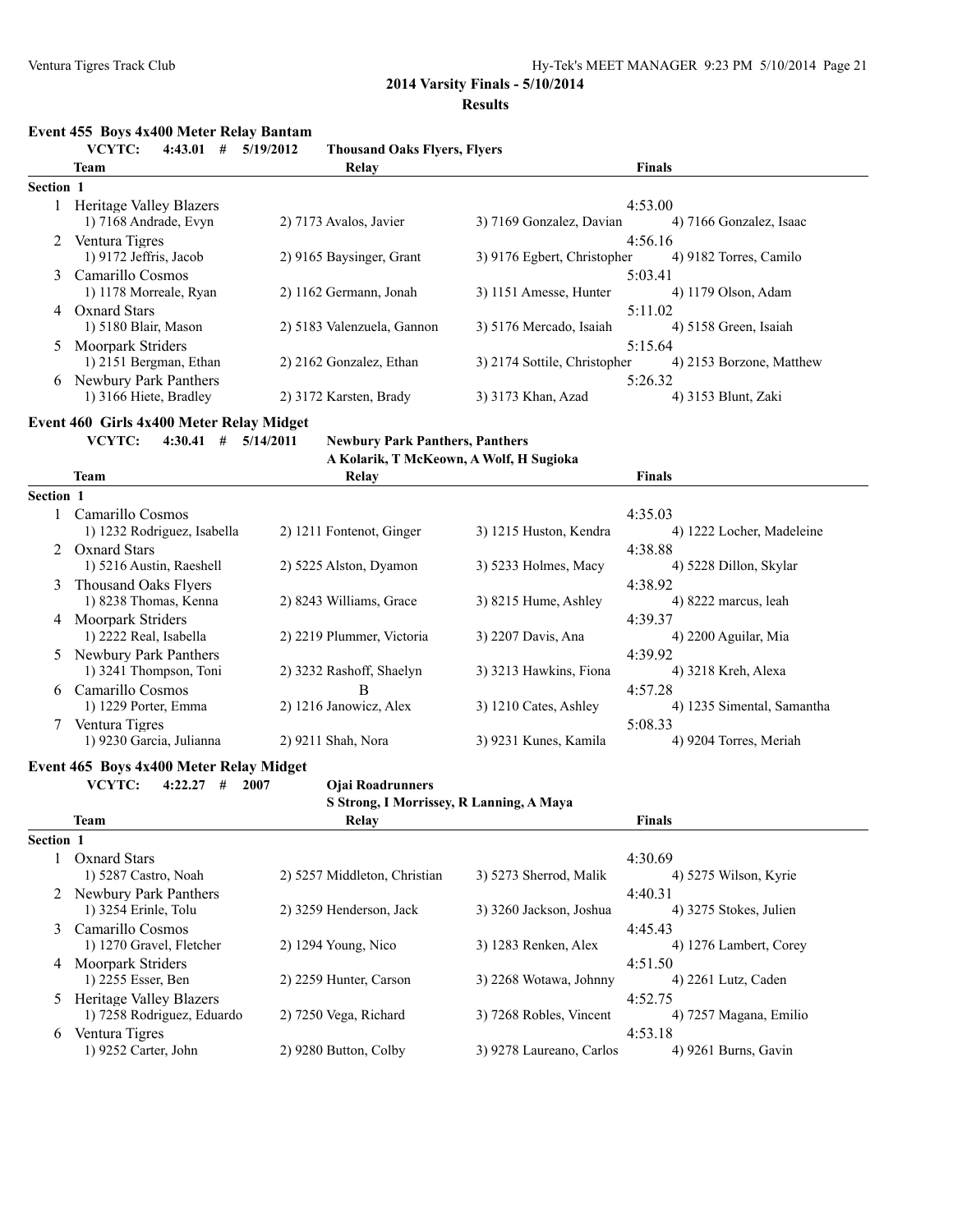## 2014 Varsity Finals - 5/10/2014

### Results

### Event 455 Boys 4x400 Meter Relay Bantam

**VCYTC: 4:43.01 # 5/19/2012 Thousand Oaks Flyers, Flyers**

| | Team | Relay | | Finals |
|---|---|---|---|---|
| **Section 1** | | | | |
| 1 | Heritage Valley Blazers | | | 4:53.00 |
| | 1) 7168 Andrade, Evyn | 2) 7173 Avalos, Javier | 3) 7169 Gonzalez, Davian | 4) 7166 Gonzalez, Isaac |
| 2 | Ventura Tigres | | | 4:56.16 |
| | 1) 9172 Jeffris, Jacob | 2) 9165 Baysinger, Grant | 3) 9176 Egbert, Christopher | 4) 9182 Torres, Camilo |
| 3 | Camarillo Cosmos | | | 5:03.41 |
| | 1) 1178 Morreale, Ryan | 2) 1162 Germann, Jonah | 3) 1151 Amesse, Hunter | 4) 1179 Olson, Adam |
| 4 | Oxnard Stars | | | 5:11.02 |
| | 1) 5180 Blair, Mason | 2) 5183 Valenzuela, Gannon | 3) 5176 Mercado, Isaiah | 4) 5158 Green, Isaiah |
| 5 | Moorpark Striders | | | 5:15.64 |
| | 1) 2151 Bergman, Ethan | 2) 2162 Gonzalez, Ethan | 3) 2174 Sottile, Christopher | 4) 2153 Borzone, Matthew |
| 6 | Newbury Park Panthers | | | 5:26.32 |
| | 1) 3166 Hiete, Bradley | 2) 3172 Karsten, Brady | 3) 3173 Khan, Azad | 4) 3153 Blunt, Zaki |

### Event 460 Girls 4x400 Meter Relay Midget

**VCYTC: 4:30.41 # 5/14/2011 Newbury Park Panthers, Panthers**
**A Kolarik, T McKeown, A Wolf, H Sugioka**

| | Team | Relay | | Finals |
|---|---|---|---|---|
| **Section 1** | | | | |
| 1 | Camarillo Cosmos | | | 4:35.03 |
| | 1) 1232 Rodriguez, Isabella | 2) 1211 Fontenot, Ginger | 3) 1215 Huston, Kendra | 4) 1222 Locher, Madeleine |
| 2 | Oxnard Stars | | | 4:38.88 |
| | 1) 5216 Austin, Raeshell | 2) 5225 Alston, Dyamon | 3) 5233 Holmes, Macy | 4) 5228 Dillon, Skylar |
| 3 | Thousand Oaks Flyers | | | 4:38.92 |
| | 1) 8238 Thomas, Kenna | 2) 8243 Williams, Grace | 3) 8215 Hume, Ashley | 4) 8222 marcus, leah |
| 4 | Moorpark Striders | | | 4:39.37 |
| | 1) 2222 Real, Isabella | 2) 2219 Plummer, Victoria | 3) 2207 Davis, Ana | 4) 2200 Aguilar, Mia |
| 5 | Newbury Park Panthers | | | 4:39.92 |
| | 1) 3241 Thompson, Toni | 2) 3232 Rashoff, Shaelyn | 3) 3213 Hawkins, Fiona | 4) 3218 Kreh, Alexa |
| 6 | Camarillo Cosmos | B | | 4:57.28 |
| | 1) 1229 Porter, Emma | 2) 1216 Janowicz, Alex | 3) 1210 Cates, Ashley | 4) 1235 Simental, Samantha |
| 7 | Ventura Tigres | | | 5:08.33 |
| | 1) 9230 Garcia, Julianna | 2) 9211 Shah, Nora | 3) 9231 Kunes, Kamila | 4) 9204 Torres, Meriah |

### Event 465 Boys 4x400 Meter Relay Midget

**VCYTC: 4:22.27 # 2007 Ojai Roadrunners**
**S Strong, I Morrissey, R Lanning, A Maya**

| | Team | Relay | | Finals |
|---|---|---|---|---|
| **Section 1** | | | | |
| 1 | Oxnard Stars | | | 4:30.69 |
| | 1) 5287 Castro, Noah | 2) 5257 Middleton, Christian | 3) 5273 Sherrod, Malik | 4) 5275 Wilson, Kyrie |
| 2 | Newbury Park Panthers | | | 4:40.31 |
| | 1) 3254 Erinle, Tolu | 2) 3259 Henderson, Jack | 3) 3260 Jackson, Joshua | 4) 3275 Stokes, Julien |
| 3 | Camarillo Cosmos | | | 4:45.43 |
| | 1) 1270 Gravel, Fletcher | 2) 1294 Young, Nico | 3) 1283 Renken, Alex | 4) 1276 Lambert, Corey |
| 4 | Moorpark Striders | | | 4:51.50 |
| | 1) 2255 Esser, Ben | 2) 2259 Hunter, Carson | 3) 2268 Wotawa, Johnny | 4) 2261 Lutz, Caden |
| 5 | Heritage Valley Blazers | | | 4:52.75 |
| | 1) 7258 Rodriguez, Eduardo | 2) 7250 Vega, Richard | 3) 7268 Robles, Vincent | 4) 7257 Magana, Emilio |
| 6 | Ventura Tigres | | | 4:53.18 |
| | 1) 9252 Carter, John | 2) 9280 Button, Colby | 3) 9278 Laureano, Carlos | 4) 9261 Burns, Gavin |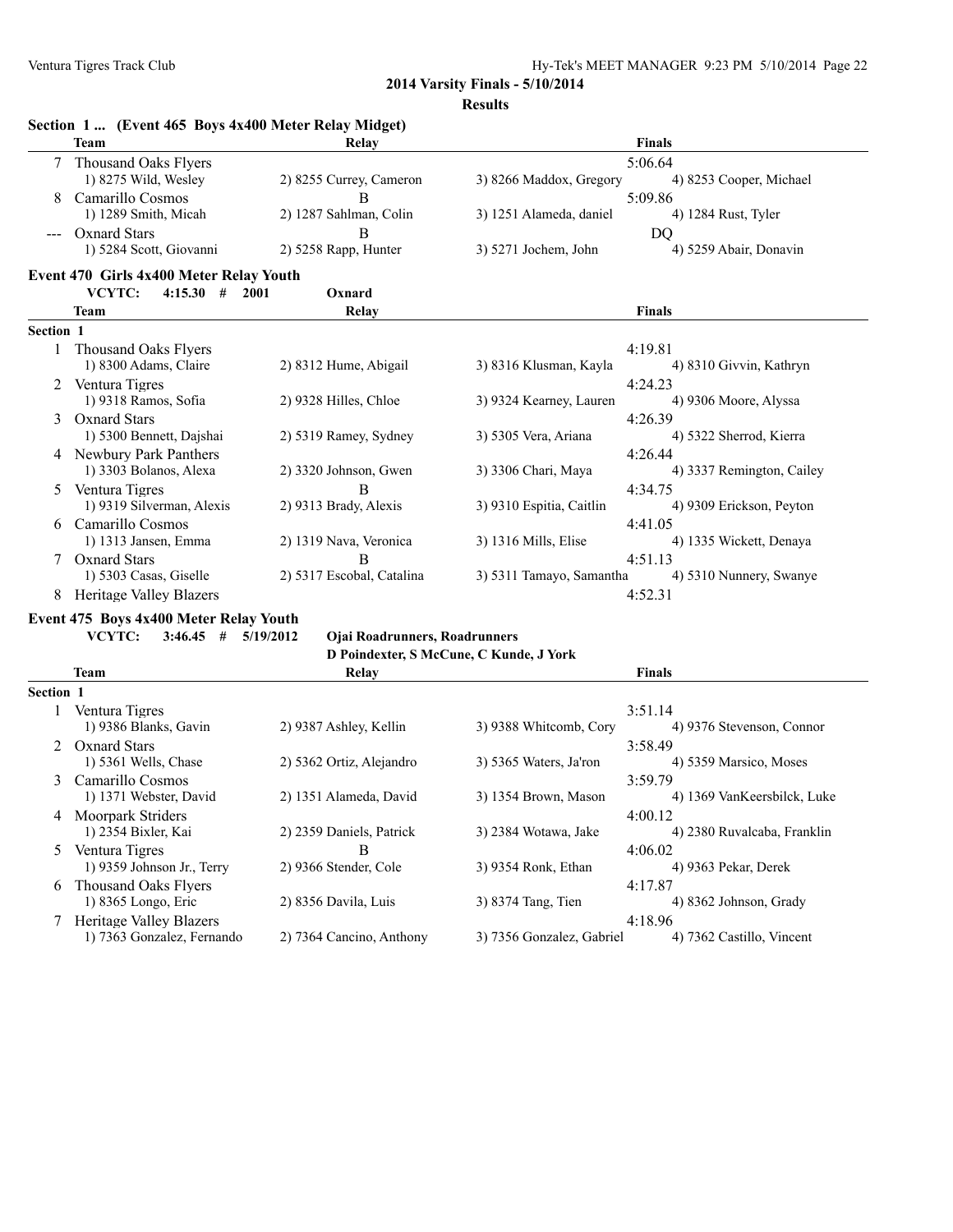**2014 Varsity Finals - 5/10/2014**

**Results**

### Section 1 ... (Event 465 Boys 4x400 Meter Relay Midget)

| | Team | Relay | | Finals |
|---|---|---|---|---|
| 7 | Thousand Oaks Flyers | | | 5:06.64 |
| | 1) 8275 Wild, Wesley | 2) 8255 Currey, Cameron | 3) 8266 Maddox, Gregory | 4) 8253 Cooper, Michael |
| 8 | Camarillo Cosmos | B | | 5:09.86 |
| | 1) 1289 Smith, Micah | 2) 1287 Sahlman, Colin | 3) 1251 Alameda, daniel | 4) 1284 Rust, Tyler |
| --- | Oxnard Stars | B | | DQ |
| | 1) 5284 Scott, Giovanni | 2) 5258 Rapp, Hunter | 3) 5271 Jochem, John | 4) 5259 Abair, Donavin |

### Event 470 Girls 4x400 Meter Relay Youth

**VCYTC: 4:15.30 # 2001 Oxnard**

| | Team | Relay | | Finals |
|---|---|---|---|---|
| **Section 1** | | | | |
| 1 | Thousand Oaks Flyers | | | 4:19.81 |
| | 1) 8300 Adams, Claire | 2) 8312 Hume, Abigail | 3) 8316 Klusman, Kayla | 4) 8310 Givvin, Kathryn |
| 2 | Ventura Tigres | | | 4:24.23 |
| | 1) 9318 Ramos, Sofia | 2) 9328 Hilles, Chloe | 3) 9324 Kearney, Lauren | 4) 9306 Moore, Alyssa |
| 3 | Oxnard Stars | | | 4:26.39 |
| | 1) 5300 Bennett, Dajshai | 2) 5319 Ramey, Sydney | 3) 5305 Vera, Ariana | 4) 5322 Sherrod, Kierra |
| 4 | Newbury Park Panthers | | | 4:26.44 |
| | 1) 3303 Bolanos, Alexa | 2) 3320 Johnson, Gwen | 3) 3306 Chari, Maya | 4) 3337 Remington, Cailey |
| 5 | Ventura Tigres | B | | 4:34.75 |
| | 1) 9319 Silverman, Alexis | 2) 9313 Brady, Alexis | 3) 9310 Espitia, Caitlin | 4) 9309 Erickson, Peyton |
| 6 | Camarillo Cosmos | | | 4:41.05 |
| | 1) 1313 Jansen, Emma | 2) 1319 Nava, Veronica | 3) 1316 Mills, Elise | 4) 1335 Wickett, Denaya |
| 7 | Oxnard Stars | B | | 4:51.13 |
| | 1) 5303 Casas, Giselle | 2) 5317 Escobal, Catalina | 3) 5311 Tamayo, Samantha | 4) 5310 Nunnery, Swanye |
| 8 | Heritage Valley Blazers | | | 4:52.31 |

### Event 475 Boys 4x400 Meter Relay Youth

**VCYTC: 3:46.45 # 5/19/2012 Ojai Roadrunners, Roadrunners**
**D Poindexter, S McCune, C Kunde, J York**

| | Team | Relay | | Finals |
|---|---|---|---|---|
| **Section 1** | | | | |
| 1 | Ventura Tigres | | | 3:51.14 |
| | 1) 9386 Blanks, Gavin | 2) 9387 Ashley, Kellin | 3) 9388 Whitcomb, Cory | 4) 9376 Stevenson, Connor |
| 2 | Oxnard Stars | | | 3:58.49 |
| | 1) 5361 Wells, Chase | 2) 5362 Ortiz, Alejandro | 3) 5365 Waters, Ja'ron | 4) 5359 Marsico, Moses |
| 3 | Camarillo Cosmos | | | 3:59.79 |
| | 1) 1371 Webster, David | 2) 1351 Alameda, David | 3) 1354 Brown, Mason | 4) 1369 VanKeersbilck, Luke |
| 4 | Moorpark Striders | | | 4:00.12 |
| | 1) 2354 Bixler, Kai | 2) 2359 Daniels, Patrick | 3) 2384 Wotawa, Jake | 4) 2380 Ruvalcaba, Franklin |
| 5 | Ventura Tigres | B | | 4:06.02 |
| | 1) 9359 Johnson Jr., Terry | 2) 9366 Stender, Cole | 3) 9354 Ronk, Ethan | 4) 9363 Pekar, Derek |
| 6 | Thousand Oaks Flyers | | | 4:17.87 |
| | 1) 8365 Longo, Eric | 2) 8356 Davila, Luis | 3) 8374 Tang, Tien | 4) 8362 Johnson, Grady |
| 7 | Heritage Valley Blazers | | | 4:18.96 |
| | 1) 7363 Gonzalez, Fernando | 2) 7364 Cancino, Anthony | 3) 7356 Gonzalez, Gabriel | 4) 7362 Castillo, Vincent |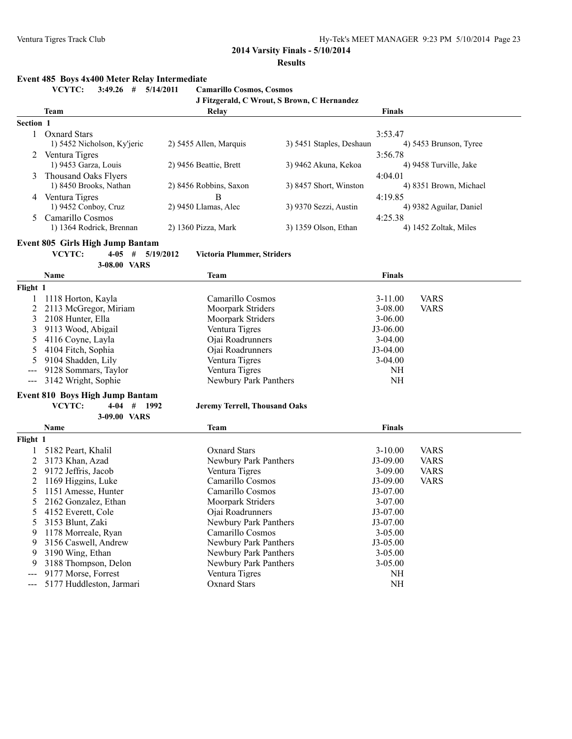## 2014 Varsity Finals - 5/10/2014

### Results

### Event 485 Boys 4x400 Meter Relay Intermediate

**VCYTC: 3:49.26 # 5/14/2011 Camarillo Cosmos, Cosmos**
**J Fitzgerald, C Wrout, S Brown, C Hernandez**

| | Team | Relay | | Finals |
|---|---|---|---|---|
| **Section 1** | | | | |
| 1 | Oxnard Stars | | | 3:53.47 |
| | 1) 5452 Nicholson, Ky'jeric | 2) 5455 Allen, Marquis | 3) 5451 Staples, Deshaun | 4) 5453 Brunson, Tyree |
| 2 | Ventura Tigres | | | 3:56.78 |
| | 1) 9453 Garza, Louis | 2) 9456 Beattie, Brett | 3) 9462 Akuna, Kekoa | 4) 9458 Turville, Jake |
| 3 | Thousand Oaks Flyers | | | 4:04.01 |
| | 1) 8450 Brooks, Nathan | 2) 8456 Robbins, Saxon | 3) 8457 Short, Winston | 4) 8351 Brown, Michael |
| 4 | Ventura Tigres | B | | 4:19.85 |
| | 1) 9452 Conboy, Cruz | 2) 9450 Llamas, Alec | 3) 9370 Sezzi, Austin | 4) 9382 Aguilar, Daniel |
| 5 | Camarillo Cosmos | | | 4:25.38 |
| | 1) 1364 Rodrick, Brennan | 2) 1360 Pizza, Mark | 3) 1359 Olson, Ethan | 4) 1452 Zoltak, Miles |

### Event 805 Girls High Jump Bantam

**VCYTC: 4-05 # 5/19/2012 Victoria Plummer, Striders**
**3-08.00 VARS**

| | Name | Team | Finals | |
|---|---|---|---|---|
| **Flight 1** | | | | |
| 1 | 1118 Horton, Kayla | Camarillo Cosmos | 3-11.00 | VARS |
| 2 | 2113 McGregor, Miriam | Moorpark Striders | 3-08.00 | VARS |
| 3 | 2108 Hunter, Ella | Moorpark Striders | 3-06.00 | |
| 3 | 9113 Wood, Abigail | Ventura Tigres | J3-06.00 | |
| 5 | 4116 Coyne, Layla | Ojai Roadrunners | 3-04.00 | |
| 5 | 4104 Fitch, Sophia | Ojai Roadrunners | J3-04.00 | |
| 5 | 9104 Shadden, Lily | Ventura Tigres | 3-04.00 | |
| --- | 9128 Sommars, Taylor | Ventura Tigres | NH | |
| --- | 3142 Wright, Sophie | Newbury Park Panthers | NH | |

### Event 810 Boys High Jump Bantam

**VCYTC: 4-04 # 1992 Jeremy Terrell, Thousand Oaks**
**3-09.00 VARS**

| | Name | Team | Finals | |
|---|---|---|---|---|
| **Flight 1** | | | | |
| 1 | 5182 Peart, Khalil | Oxnard Stars | 3-10.00 | VARS |
| 2 | 3173 Khan, Azad | Newbury Park Panthers | J3-09.00 | VARS |
| 2 | 9172 Jeffris, Jacob | Ventura Tigres | 3-09.00 | VARS |
| 2 | 1169 Higgins, Luke | Camarillo Cosmos | J3-09.00 | VARS |
| 5 | 1151 Amesse, Hunter | Camarillo Cosmos | J3-07.00 | |
| 5 | 2162 Gonzalez, Ethan | Moorpark Striders | 3-07.00 | |
| 5 | 4152 Everett, Cole | Ojai Roadrunners | J3-07.00 | |
| 5 | 3153 Blunt, Zaki | Newbury Park Panthers | J3-07.00 | |
| 9 | 1178 Morreale, Ryan | Camarillo Cosmos | 3-05.00 | |
| 9 | 3156 Caswell, Andrew | Newbury Park Panthers | J3-05.00 | |
| 9 | 3190 Wing, Ethan | Newbury Park Panthers | 3-05.00 | |
| 9 | 3188 Thompson, Delon | Newbury Park Panthers | 3-05.00 | |
| --- | 9177 Morse, Forrest | Ventura Tigres | NH | |
| --- | 5177 Huddleston, Jarmari | Oxnard Stars | NH | |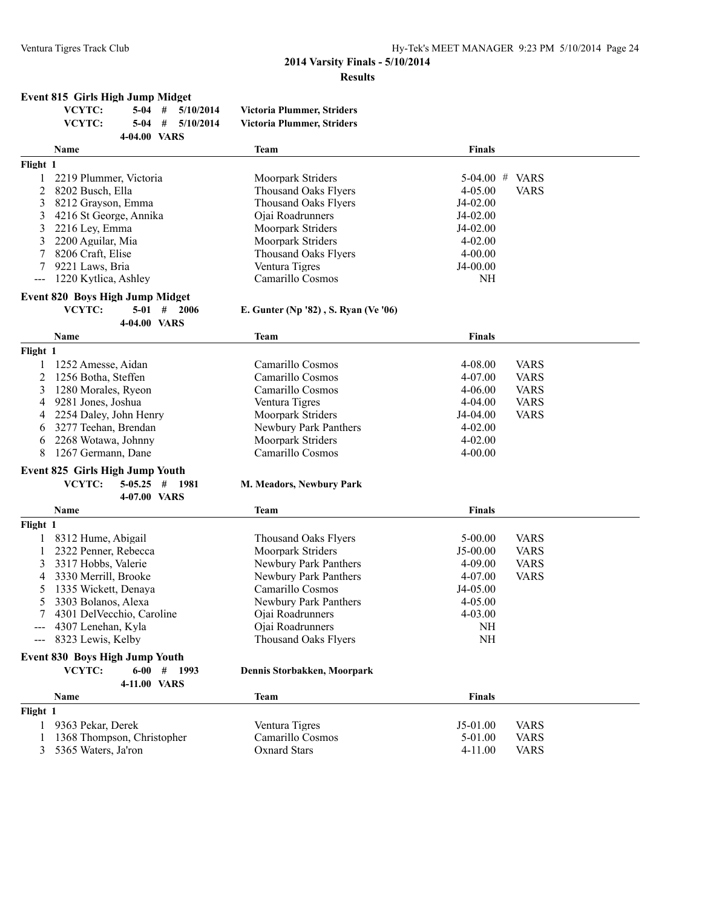**2014 Varsity Finals - 5/10/2014**

**Results**

### Event 815 Girls High Jump Midget

**VCYTC: 5-04 # 5/10/2014 Victoria Plummer, Striders**
**VCYTC: 5-04 # 5/10/2014 Victoria Plummer, Striders**
**4-04.00 VARS**

| | Name | Team | Finals | |
|---|---|---|---|---|
| **Flight 1** | | | | |
| 1 | 2219 Plummer, Victoria | Moorpark Striders | 5-04.00 # | VARS |
| 2 | 8202 Busch, Ella | Thousand Oaks Flyers | 4-05.00 | VARS |
| 3 | 8212 Grayson, Emma | Thousand Oaks Flyers | J4-02.00 | |
| 3 | 4216 St George, Annika | Ojai Roadrunners | J4-02.00 | |
| 3 | 2216 Ley, Emma | Moorpark Striders | J4-02.00 | |
| 3 | 2200 Aguilar, Mia | Moorpark Striders | 4-02.00 | |
| 7 | 8206 Craft, Elise | Thousand Oaks Flyers | 4-00.00 | |
| 7 | 9221 Laws, Bria | Ventura Tigres | J4-00.00 | |
| --- | 1220 Kytlica, Ashley | Camarillo Cosmos | NH | |

### Event 820 Boys High Jump Midget

**VCYTC: 5-01 # 2006 E. Gunter (Np '82) , S. Ryan (Ve '06)**
**4-04.00 VARS**

| | Name | Team | Finals | |
|---|---|---|---|---|
| **Flight 1** | | | | |
| 1 | 1252 Amesse, Aidan | Camarillo Cosmos | 4-08.00 | VARS |
| 2 | 1256 Botha, Steffen | Camarillo Cosmos | 4-07.00 | VARS |
| 3 | 1280 Morales, Ryeon | Camarillo Cosmos | 4-06.00 | VARS |
| 4 | 9281 Jones, Joshua | Ventura Tigres | 4-04.00 | VARS |
| 4 | 2254 Daley, John Henry | Moorpark Striders | J4-04.00 | VARS |
| 6 | 3277 Teehan, Brendan | Newbury Park Panthers | 4-02.00 | |
| 6 | 2268 Wotawa, Johnny | Moorpark Striders | 4-02.00 | |
| 8 | 1267 Germann, Dane | Camarillo Cosmos | 4-00.00 | |

### Event 825 Girls High Jump Youth

**VCYTC: 5-05.25 # 1981 M. Meadors, Newbury Park**
**4-07.00 VARS**

| | Name | Team | Finals | |
|---|---|---|---|---|
| **Flight 1** | | | | |
| 1 | 8312 Hume, Abigail | Thousand Oaks Flyers | 5-00.00 | VARS |
| 1 | 2322 Penner, Rebecca | Moorpark Striders | J5-00.00 | VARS |
| 3 | 3317 Hobbs, Valerie | Newbury Park Panthers | 4-09.00 | VARS |
| 4 | 3330 Merrill, Brooke | Newbury Park Panthers | 4-07.00 | VARS |
| 5 | 1335 Wickett, Denaya | Camarillo Cosmos | J4-05.00 | |
| 5 | 3303 Bolanos, Alexa | Newbury Park Panthers | 4-05.00 | |
| 7 | 4301 DelVecchio, Caroline | Ojai Roadrunners | 4-03.00 | |
| --- | 4307 Lenehan, Kyla | Ojai Roadrunners | NH | |
| --- | 8323 Lewis, Kelby | Thousand Oaks Flyers | NH | |

### Event 830 Boys High Jump Youth

**VCYTC: 6-00 # 1993 Dennis Storbakken, Moorpark**
**4-11.00 VARS**

| | Name | Team | Finals | |
|---|---|---|---|---|
| **Flight 1** | | | | |
| 1 | 9363 Pekar, Derek | Ventura Tigres | J5-01.00 | VARS |
| 1 | 1368 Thompson, Christopher | Camarillo Cosmos | 5-01.00 | VARS |
| 3 | 5365 Waters, Ja'ron | Oxnard Stars | 4-11.00 | VARS |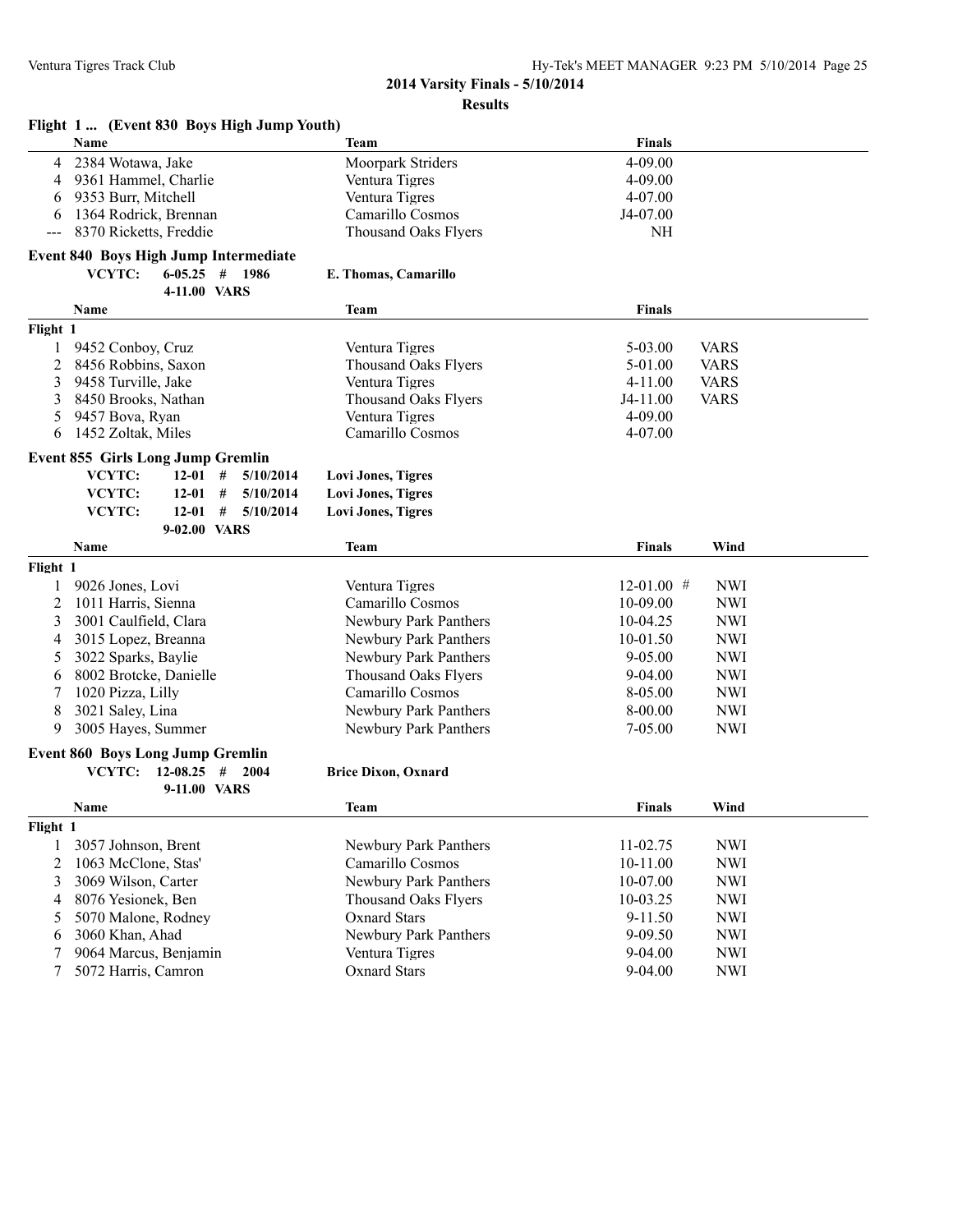## 2014 Varsity Finals - 5/10/2014

### Results

**Flight 1 ... (Event 830 Boys High Jump Youth)**

| | Name | Team | Finals |
|---|---|---|---|
| 4 | 2384 Wotawa, Jake | Moorpark Striders | 4-09.00 |
| 4 | 9361 Hammel, Charlie | Ventura Tigres | 4-09.00 |
| 6 | 9353 Burr, Mitchell | Ventura Tigres | 4-07.00 |
| 6 | 1364 Rodrick, Brennan | Camarillo Cosmos | J4-07.00 |
| --- | 8370 Ricketts, Freddie | Thousand Oaks Flyers | NH |

**Event 840 Boys High Jump Intermediate**

**VCYTC: 6-05.25 # 1986 E. Thomas, Camarillo**
**4-11.00 VARS**

| | Name | Team | Finals | |
|---|---|---|---|---|
| **Flight 1** | | | | |
| 1 | 9452 Conboy, Cruz | Ventura Tigres | 5-03.00 | VARS |
| 2 | 8456 Robbins, Saxon | Thousand Oaks Flyers | 5-01.00 | VARS |
| 3 | 9458 Turville, Jake | Ventura Tigres | 4-11.00 | VARS |
| 3 | 8450 Brooks, Nathan | Thousand Oaks Flyers | J4-11.00 | VARS |
| 5 | 9457 Bova, Ryan | Ventura Tigres | 4-09.00 | |
| 6 | 1452 Zoltak, Miles | Camarillo Cosmos | 4-07.00 | |

**Event 855 Girls Long Jump Gremlin**

**VCYTC: 12-01 # 5/10/2014 Lovi Jones, Tigres**
**VCYTC: 12-01 # 5/10/2014 Lovi Jones, Tigres**
**VCYTC: 12-01 # 5/10/2014 Lovi Jones, Tigres**
**9-02.00 VARS**

| | Name | Team | Finals | Wind |
|---|---|---|---|---|
| **Flight 1** | | | | |
| 1 | 9026 Jones, Lovi | Ventura Tigres | 12-01.00 # | NWI |
| 2 | 1011 Harris, Sienna | Camarillo Cosmos | 10-09.00 | NWI |
| 3 | 3001 Caulfield, Clara | Newbury Park Panthers | 10-04.25 | NWI |
| 4 | 3015 Lopez, Breanna | Newbury Park Panthers | 10-01.50 | NWI |
| 5 | 3022 Sparks, Baylie | Newbury Park Panthers | 9-05.00 | NWI |
| 6 | 8002 Brotcke, Danielle | Thousand Oaks Flyers | 9-04.00 | NWI |
| 7 | 1020 Pizza, Lilly | Camarillo Cosmos | 8-05.00 | NWI |
| 8 | 3021 Saley, Lina | Newbury Park Panthers | 8-00.00 | NWI |
| 9 | 3005 Hayes, Summer | Newbury Park Panthers | 7-05.00 | NWI |

**Event 860 Boys Long Jump Gremlin**

**VCYTC: 12-08.25 # 2004 Brice Dixon, Oxnard**
**9-11.00 VARS**

| | Name | Team | Finals | Wind |
|---|---|---|---|---|
| **Flight 1** | | | | |
| 1 | 3057 Johnson, Brent | Newbury Park Panthers | 11-02.75 | NWI |
| 2 | 1063 McClone, Stas' | Camarillo Cosmos | 10-11.00 | NWI |
| 3 | 3069 Wilson, Carter | Newbury Park Panthers | 10-07.00 | NWI |
| 4 | 8076 Yesionek, Ben | Thousand Oaks Flyers | 10-03.25 | NWI |
| 5 | 5070 Malone, Rodney | Oxnard Stars | 9-11.50 | NWI |
| 6 | 3060 Khan, Ahad | Newbury Park Panthers | 9-09.50 | NWI |
| 7 | 9064 Marcus, Benjamin | Ventura Tigres | 9-04.00 | NWI |
| 7 | 5072 Harris, Camron | Oxnard Stars | 9-04.00 | NWI |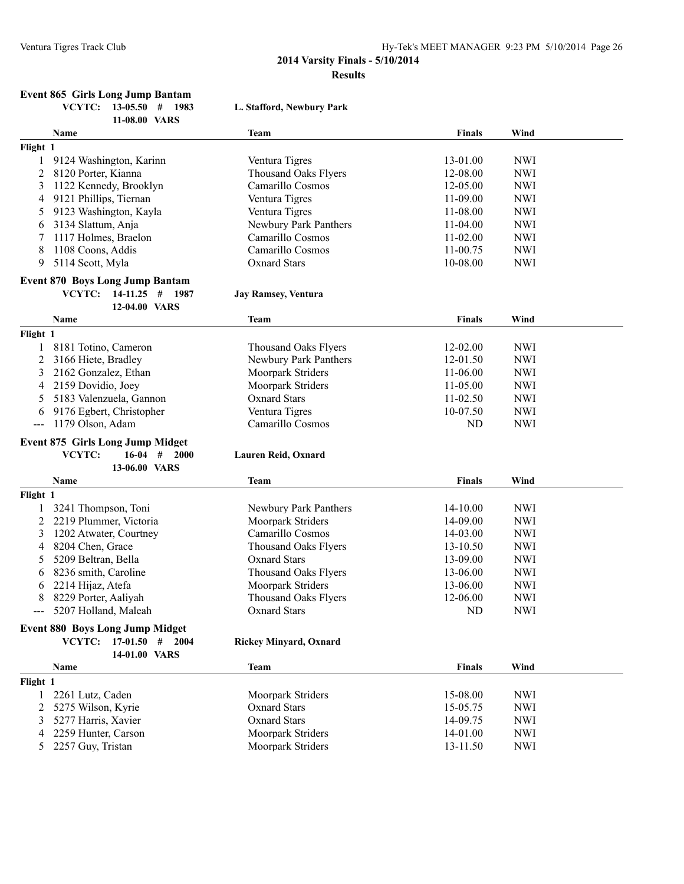**2014 Varsity Finals - 5/10/2014**

**Results**

### Event 865 Girls Long Jump Bantam

**VCYTC: 13-05.50 # 1983** — **L. Stafford, Newbury Park**
**11-08.00 VARS**

| | Name | Team | Finals | Wind |
|---|---|---|---|---|
| **Flight 1** | | | | |
| 1 | 9124 Washington, Karinn | Ventura Tigres | 13-01.00 | NWI |
| 2 | 8120 Porter, Kianna | Thousand Oaks Flyers | 12-08.00 | NWI |
| 3 | 1122 Kennedy, Brooklyn | Camarillo Cosmos | 12-05.00 | NWI |
| 4 | 9121 Phillips, Tiernan | Ventura Tigres | 11-09.00 | NWI |
| 5 | 9123 Washington, Kayla | Ventura Tigres | 11-08.00 | NWI |
| 6 | 3134 Slattum, Anja | Newbury Park Panthers | 11-04.00 | NWI |
| 7 | 1117 Holmes, Braelon | Camarillo Cosmos | 11-02.00 | NWI |
| 8 | 1108 Coons, Addis | Camarillo Cosmos | 11-00.75 | NWI |
| 9 | 5114 Scott, Myla | Oxnard Stars | 10-08.00 | NWI |

### Event 870 Boys Long Jump Bantam

**VCYTC: 14-11.25 # 1987** — **Jay Ramsey, Ventura**
**12-04.00 VARS**

| | Name | Team | Finals | Wind |
|---|---|---|---|---|
| **Flight 1** | | | | |
| 1 | 8181 Totino, Cameron | Thousand Oaks Flyers | 12-02.00 | NWI |
| 2 | 3166 Hiete, Bradley | Newbury Park Panthers | 12-01.50 | NWI |
| 3 | 2162 Gonzalez, Ethan | Moorpark Striders | 11-06.00 | NWI |
| 4 | 2159 Dovidio, Joey | Moorpark Striders | 11-05.00 | NWI |
| 5 | 5183 Valenzuela, Gannon | Oxnard Stars | 11-02.50 | NWI |
| 6 | 9176 Egbert, Christopher | Ventura Tigres | 10-07.50 | NWI |
| --- | 1179 Olson, Adam | Camarillo Cosmos | ND | NWI |

### Event 875 Girls Long Jump Midget

**VCYTC: 16-04 # 2000** — **Lauren Reid, Oxnard**
**13-06.00 VARS**

| | Name | Team | Finals | Wind |
|---|---|---|---|---|
| **Flight 1** | | | | |
| 1 | 3241 Thompson, Toni | Newbury Park Panthers | 14-10.00 | NWI |
| 2 | 2219 Plummer, Victoria | Moorpark Striders | 14-09.00 | NWI |
| 3 | 1202 Atwater, Courtney | Camarillo Cosmos | 14-03.00 | NWI |
| 4 | 8204 Chen, Grace | Thousand Oaks Flyers | 13-10.50 | NWI |
| 5 | 5209 Beltran, Bella | Oxnard Stars | 13-09.00 | NWI |
| 6 | 8236 smith, Caroline | Thousand Oaks Flyers | 13-06.00 | NWI |
| 6 | 2214 Hijaz, Atefa | Moorpark Striders | 13-06.00 | NWI |
| 8 | 8229 Porter, Aaliyah | Thousand Oaks Flyers | 12-06.00 | NWI |
| --- | 5207 Holland, Maleah | Oxnard Stars | ND | NWI |

### Event 880 Boys Long Jump Midget

**VCYTC: 17-01.50 # 2004** — **Rickey Minyard, Oxnard**
**14-01.00 VARS**

| | Name | Team | Finals | Wind |
|---|---|---|---|---|
| **Flight 1** | | | | |
| 1 | 2261 Lutz, Caden | Moorpark Striders | 15-08.00 | NWI |
| 2 | 5275 Wilson, Kyrie | Oxnard Stars | 15-05.75 | NWI |
| 3 | 5277 Harris, Xavier | Oxnard Stars | 14-09.75 | NWI |
| 4 | 2259 Hunter, Carson | Moorpark Striders | 14-01.00 | NWI |
| 5 | 2257 Guy, Tristan | Moorpark Striders | 13-11.50 | NWI |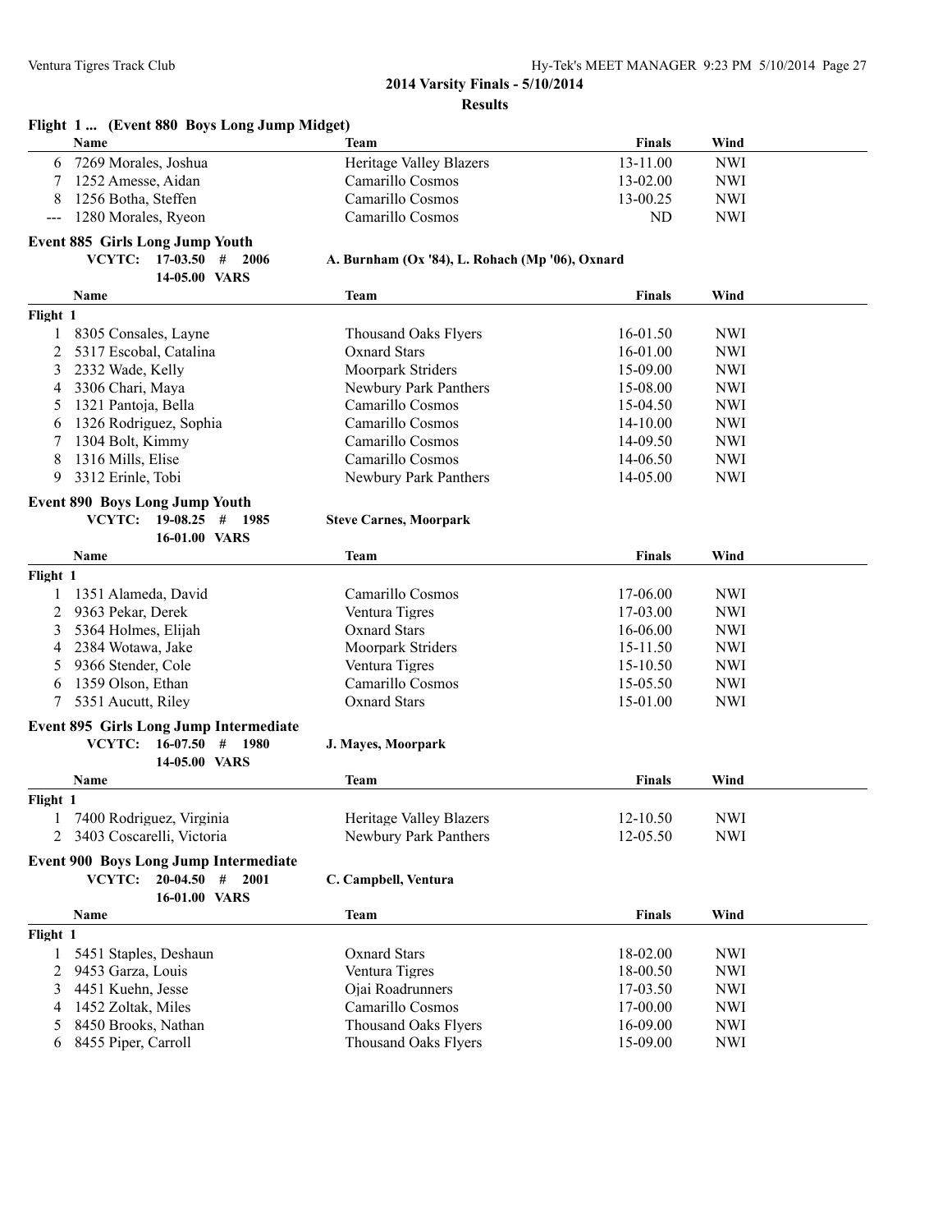## 2014 Varsity Finals - 5/10/2014

### Results

**Flight 1 ... (Event 880 Boys Long Jump Midget)**

| | Name | Team | Finals | Wind |
|---|---|---|---|---|
| 6 | 7269 Morales, Joshua | Heritage Valley Blazers | 13-11.00 | NWI |
| 7 | 1252 Amesse, Aidan | Camarillo Cosmos | 13-02.00 | NWI |
| 8 | 1256 Botha, Steffen | Camarillo Cosmos | 13-00.25 | NWI |
| --- | 1280 Morales, Ryeon | Camarillo Cosmos | ND | NWI |

**Event 885 Girls Long Jump Youth**

**VCYTC: 17-03.50 # 2006** **A. Burnham (Ox '84), L. Rohach (Mp '06), Oxnard**
**14-05.00 VARS**

| | Name | Team | Finals | Wind |
|---|---|---|---|---|
| **Flight 1** | | | | |
| 1 | 8305 Consales, Layne | Thousand Oaks Flyers | 16-01.50 | NWI |
| 2 | 5317 Escobal, Catalina | Oxnard Stars | 16-01.00 | NWI |
| 3 | 2332 Wade, Kelly | Moorpark Striders | 15-09.00 | NWI |
| 4 | 3306 Chari, Maya | Newbury Park Panthers | 15-08.00 | NWI |
| 5 | 1321 Pantoja, Bella | Camarillo Cosmos | 15-04.50 | NWI |
| 6 | 1326 Rodriguez, Sophia | Camarillo Cosmos | 14-10.00 | NWI |
| 7 | 1304 Bolt, Kimmy | Camarillo Cosmos | 14-09.50 | NWI |
| 8 | 1316 Mills, Elise | Camarillo Cosmos | 14-06.50 | NWI |
| 9 | 3312 Erinle, Tobi | Newbury Park Panthers | 14-05.00 | NWI |

**Event 890 Boys Long Jump Youth**

**VCYTC: 19-08.25 # 1985** **Steve Carnes, Moorpark**
**16-01.00 VARS**

| | Name | Team | Finals | Wind |
|---|---|---|---|---|
| **Flight 1** | | | | |
| 1 | 1351 Alameda, David | Camarillo Cosmos | 17-06.00 | NWI |
| 2 | 9363 Pekar, Derek | Ventura Tigres | 17-03.00 | NWI |
| 3 | 5364 Holmes, Elijah | Oxnard Stars | 16-06.00 | NWI |
| 4 | 2384 Wotawa, Jake | Moorpark Striders | 15-11.50 | NWI |
| 5 | 9366 Stender, Cole | Ventura Tigres | 15-10.50 | NWI |
| 6 | 1359 Olson, Ethan | Camarillo Cosmos | 15-05.50 | NWI |
| 7 | 5351 Aucutt, Riley | Oxnard Stars | 15-01.00 | NWI |

**Event 895 Girls Long Jump Intermediate**

**VCYTC: 16-07.50 # 1980** **J. Mayes, Moorpark**
**14-05.00 VARS**

| | Name | Team | Finals | Wind |
|---|---|---|---|---|
| **Flight 1** | | | | |
| 1 | 7400 Rodriguez, Virginia | Heritage Valley Blazers | 12-10.50 | NWI |
| 2 | 3403 Coscarelli, Victoria | Newbury Park Panthers | 12-05.50 | NWI |

**Event 900 Boys Long Jump Intermediate**

**VCYTC: 20-04.50 # 2001** **C. Campbell, Ventura**
**16-01.00 VARS**

| | Name | Team | Finals | Wind |
|---|---|---|---|---|
| **Flight 1** | | | | |
| 1 | 5451 Staples, Deshaun | Oxnard Stars | 18-02.00 | NWI |
| 2 | 9453 Garza, Louis | Ventura Tigres | 18-00.50 | NWI |
| 3 | 4451 Kuehn, Jesse | Ojai Roadrunners | 17-03.50 | NWI |
| 4 | 1452 Zoltak, Miles | Camarillo Cosmos | 17-00.00 | NWI |
| 5 | 8450 Brooks, Nathan | Thousand Oaks Flyers | 16-09.00 | NWI |
| 6 | 8455 Piper, Carroll | Thousand Oaks Flyers | 15-09.00 | NWI |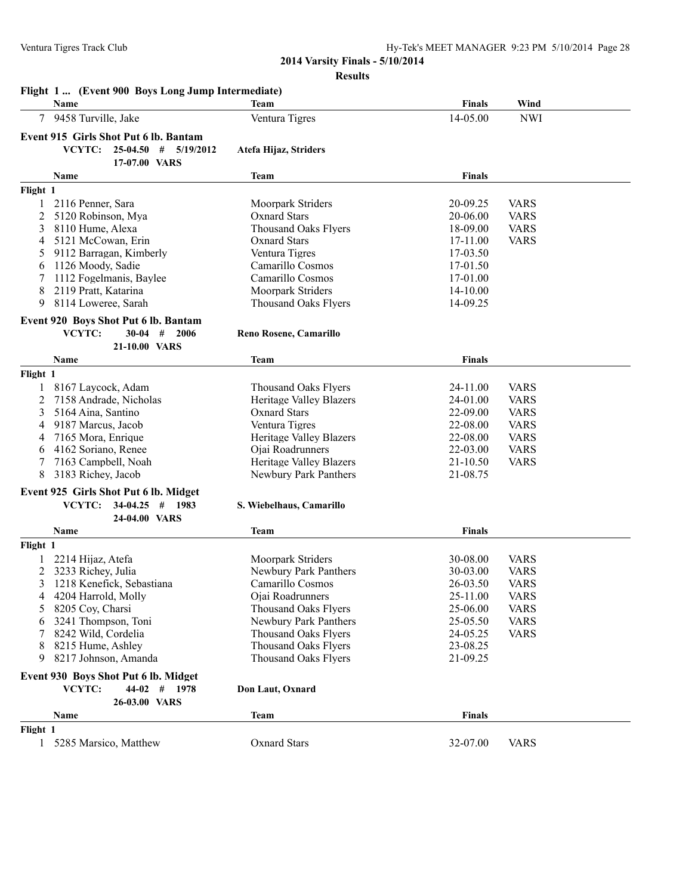**2014 Varsity Finals - 5/10/2014**

**Results**

**Flight 1 ... (Event 900 Boys Long Jump Intermediate)**

| | Name | Team | Finals | Wind |
|---|---|---|---|---|
| 7 | 9458 Turville, Jake | Ventura Tigres | 14-05.00 | NWI |

### Event 915 Girls Shot Put 6 lb. Bantam

**VCYTC: 25-04.50 # 5/19/2012 Atefa Hijaz, Striders**
**17-07.00 VARS**

| | Name | Team | Finals | |
|---|---|---|---|---|
| **Flight 1** | | | | |
| 1 | 2116 Penner, Sara | Moorpark Striders | 20-09.25 | VARS |
| 2 | 5120 Robinson, Mya | Oxnard Stars | 20-06.00 | VARS |
| 3 | 8110 Hume, Alexa | Thousand Oaks Flyers | 18-09.00 | VARS |
| 4 | 5121 McCowan, Erin | Oxnard Stars | 17-11.00 | VARS |
| 5 | 9112 Barragan, Kimberly | Ventura Tigres | 17-03.50 | |
| 6 | 1126 Moody, Sadie | Camarillo Cosmos | 17-01.50 | |
| 7 | 1112 Fogelmanis, Baylee | Camarillo Cosmos | 17-01.00 | |
| 8 | 2119 Pratt, Katarina | Moorpark Striders | 14-10.00 | |
| 9 | 8114 Loweree, Sarah | Thousand Oaks Flyers | 14-09.25 | |

### Event 920 Boys Shot Put 6 lb. Bantam

**VCYTC: 30-04 # 2006 Reno Rosene, Camarillo**
**21-10.00 VARS**

| | Name | Team | Finals | |
|---|---|---|---|---|
| **Flight 1** | | | | |
| 1 | 8167 Laycock, Adam | Thousand Oaks Flyers | 24-11.00 | VARS |
| 2 | 7158 Andrade, Nicholas | Heritage Valley Blazers | 24-01.00 | VARS |
| 3 | 5164 Aina, Santino | Oxnard Stars | 22-09.00 | VARS |
| 4 | 9187 Marcus, Jacob | Ventura Tigres | 22-08.00 | VARS |
| 4 | 7165 Mora, Enrique | Heritage Valley Blazers | 22-08.00 | VARS |
| 6 | 4162 Soriano, Renee | Ojai Roadrunners | 22-03.00 | VARS |
| 7 | 7163 Campbell, Noah | Heritage Valley Blazers | 21-10.50 | VARS |
| 8 | 3183 Richey, Jacob | Newbury Park Panthers | 21-08.75 | |

### Event 925 Girls Shot Put 6 lb. Midget

**VCYTC: 34-04.25 # 1983 S. Wiebelhaus, Camarillo**
**24-04.00 VARS**

| | Name | Team | Finals | |
|---|---|---|---|---|
| **Flight 1** | | | | |
| 1 | 2214 Hijaz, Atefa | Moorpark Striders | 30-08.00 | VARS |
| 2 | 3233 Richey, Julia | Newbury Park Panthers | 30-03.00 | VARS |
| 3 | 1218 Kenefick, Sebastiana | Camarillo Cosmos | 26-03.50 | VARS |
| 4 | 4204 Harrold, Molly | Ojai Roadrunners | 25-11.00 | VARS |
| 5 | 8205 Coy, Charsi | Thousand Oaks Flyers | 25-06.00 | VARS |
| 6 | 3241 Thompson, Toni | Newbury Park Panthers | 25-05.50 | VARS |
| 7 | 8242 Wild, Cordelia | Thousand Oaks Flyers | 24-05.25 | VARS |
| 8 | 8215 Hume, Ashley | Thousand Oaks Flyers | 23-08.25 | |
| 9 | 8217 Johnson, Amanda | Thousand Oaks Flyers | 21-09.25 | |

### Event 930 Boys Shot Put 6 lb. Midget

**VCYTC: 44-02 # 1978 Don Laut, Oxnard**
**26-03.00 VARS**

| | Name | Team | Finals | |
|---|---|---|---|---|
| **Flight 1** | | | | |
| 1 | 5285 Marsico, Matthew | Oxnard Stars | 32-07.00 | VARS |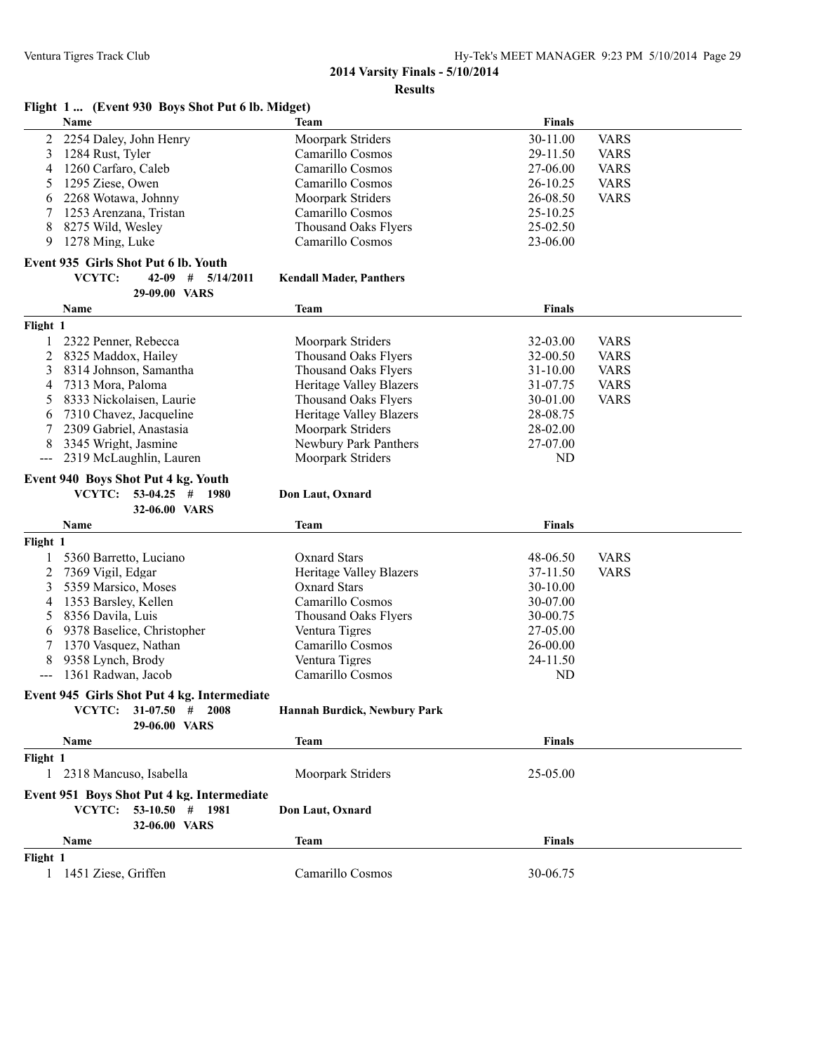**2014 Varsity Finals - 5/10/2014**

**Results**

### Flight 1 ... (Event 930 Boys Shot Put 6 lb. Midget)

| | Name | Team | Finals | |
|---|---|---|---|---|
| 2 | 2254 Daley, John Henry | Moorpark Striders | 30-11.00 | VARS |
| 3 | 1284 Rust, Tyler | Camarillo Cosmos | 29-11.50 | VARS |
| 4 | 1260 Carfaro, Caleb | Camarillo Cosmos | 27-06.00 | VARS |
| 5 | 1295 Ziese, Owen | Camarillo Cosmos | 26-10.25 | VARS |
| 6 | 2268 Wotawa, Johnny | Moorpark Striders | 26-08.50 | VARS |
| 7 | 1253 Arenzana, Tristan | Camarillo Cosmos | 25-10.25 | |
| 8 | 8275 Wild, Wesley | Thousand Oaks Flyers | 25-02.50 | |
| 9 | 1278 Ming, Luke | Camarillo Cosmos | 23-06.00 | |

### Event 935 Girls Shot Put 6 lb. Youth

**VCYTC: 42-09 # 5/14/2011 Kendall Mader, Panthers**
**29-09.00 VARS**

| | Name | Team | Finals | |
|---|---|---|---|---|
| **Flight 1** | | | | |
| 1 | 2322 Penner, Rebecca | Moorpark Striders | 32-03.00 | VARS |
| 2 | 8325 Maddox, Hailey | Thousand Oaks Flyers | 32-00.50 | VARS |
| 3 | 8314 Johnson, Samantha | Thousand Oaks Flyers | 31-10.00 | VARS |
| 4 | 7313 Mora, Paloma | Heritage Valley Blazers | 31-07.75 | VARS |
| 5 | 8333 Nickolaisen, Laurie | Thousand Oaks Flyers | 30-01.00 | VARS |
| 6 | 7310 Chavez, Jacqueline | Heritage Valley Blazers | 28-08.75 | |
| 7 | 2309 Gabriel, Anastasia | Moorpark Striders | 28-02.00 | |
| 8 | 3345 Wright, Jasmine | Newbury Park Panthers | 27-07.00 | |
| --- | 2319 McLaughlin, Lauren | Moorpark Striders | ND | |

### Event 940 Boys Shot Put 4 kg. Youth

**VCYTC: 53-04.25 # 1980 Don Laut, Oxnard**
**32-06.00 VARS**

| | Name | Team | Finals | |
|---|---|---|---|---|
| **Flight 1** | | | | |
| 1 | 5360 Barretto, Luciano | Oxnard Stars | 48-06.50 | VARS |
| 2 | 7369 Vigil, Edgar | Heritage Valley Blazers | 37-11.50 | VARS |
| 3 | 5359 Marsico, Moses | Oxnard Stars | 30-10.00 | |
| 4 | 1353 Barsley, Kellen | Camarillo Cosmos | 30-07.00 | |
| 5 | 8356 Davila, Luis | Thousand Oaks Flyers | 30-00.75 | |
| 6 | 9378 Baselice, Christopher | Ventura Tigres | 27-05.00 | |
| 7 | 1370 Vasquez, Nathan | Camarillo Cosmos | 26-00.00 | |
| 8 | 9358 Lynch, Brody | Ventura Tigres | 24-11.50 | |
| --- | 1361 Radwan, Jacob | Camarillo Cosmos | ND | |

### Event 945 Girls Shot Put 4 kg. Intermediate

**VCYTC: 31-07.50 # 2008 Hannah Burdick, Newbury Park**
**29-06.00 VARS**

| | Name | Team | Finals |
|---|---|---|---|
| **Flight 1** | | | |
| 1 | 2318 Mancuso, Isabella | Moorpark Striders | 25-05.00 |

### Event 951 Boys Shot Put 4 kg. Intermediate

**VCYTC: 53-10.50 # 1981 Don Laut, Oxnard**
**32-06.00 VARS**

| | Name | Team | Finals |
|---|---|---|---|
| **Flight 1** | | | |
| 1 | 1451 Ziese, Griffen | Camarillo Cosmos | 30-06.75 |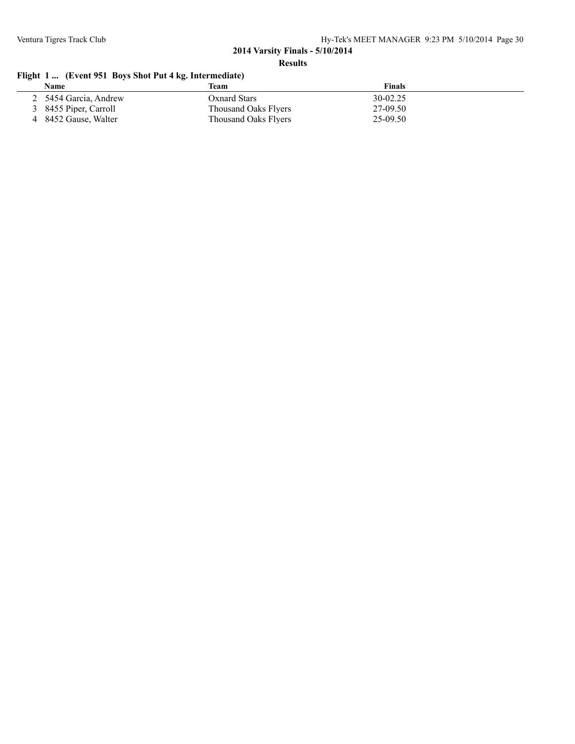## 2014 Varsity Finals - 5/10/2014

### Results

#### Flight 1 ... (Event 951 Boys Shot Put 4 kg. Intermediate)

| | Name | Team | Finals |
|---|---|---|---|
| 2 | 5454 Garcia, Andrew | Oxnard Stars | 30-02.25 |
| 3 | 8455 Piper, Carroll | Thousand Oaks Flyers | 27-09.50 |
| 4 | 8452 Gause, Walter | Thousand Oaks Flyers | 25-09.50 |